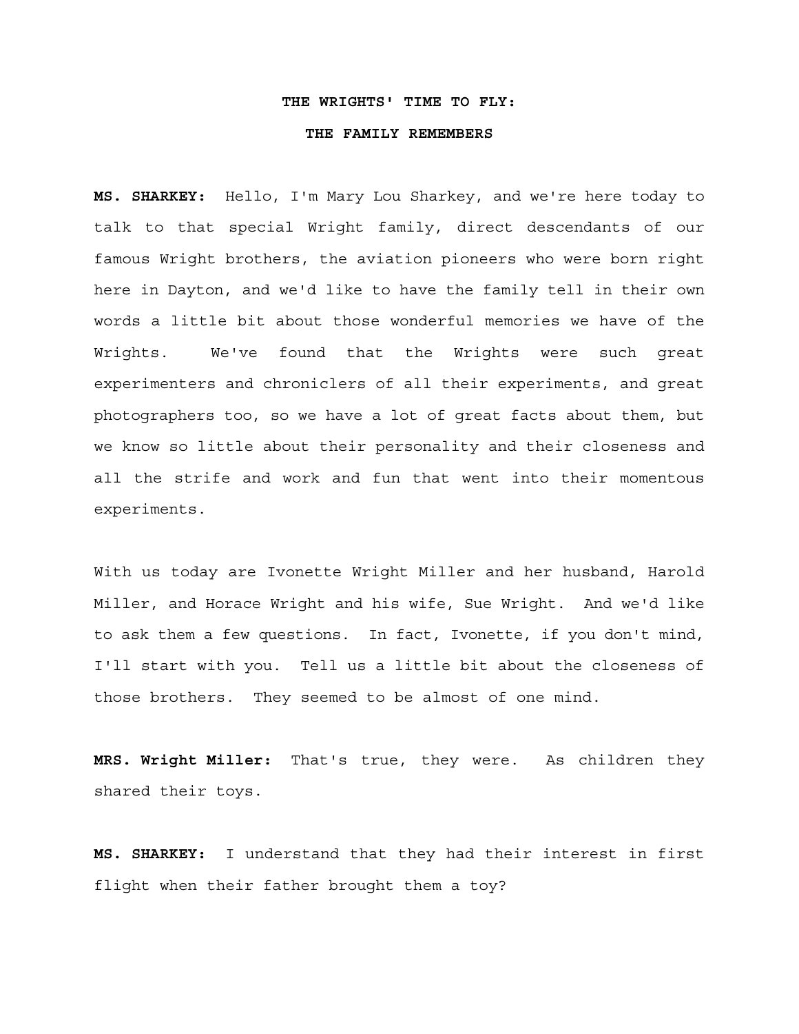# THE WRIGHTS' TIME TO FLY:

## THE FAMILY REMEMBERS

**MS. SHARKEY:** Hello, I'm Mary Lou Sharkey, and we're here today to talk to that special Wright family, direct descendants of our famous Wright brothers, the aviation pioneers who were born right here in Dayton, and we'd like to have the family tell in their own words a little bit about those wonderful memories we have of the Wrights. We've found that the Wrights were such great experimenters and chroniclers of all their experiments, and great photographers too, so we have a lot of great facts about them, but we know so little about their personality and their closeness and all the strife and work and fun that went into their momentous experiments.

With us today are Ivonette Wright Miller and her husband, Harold Miller, and Horace Wright and his wife, Sue Wright. And we'd like to ask them a few questions. In fact, Ivonette, if you don't mind, I'll start with you. Tell us a little bit about the closeness of those brothers. They seemed to be almost of one mind.

**MRS. Wright Miller:** That's true, they were. As children they shared their toys.

**MS. SHARKEY:** I understand that they had their interest in first flight when their father brought them a toy?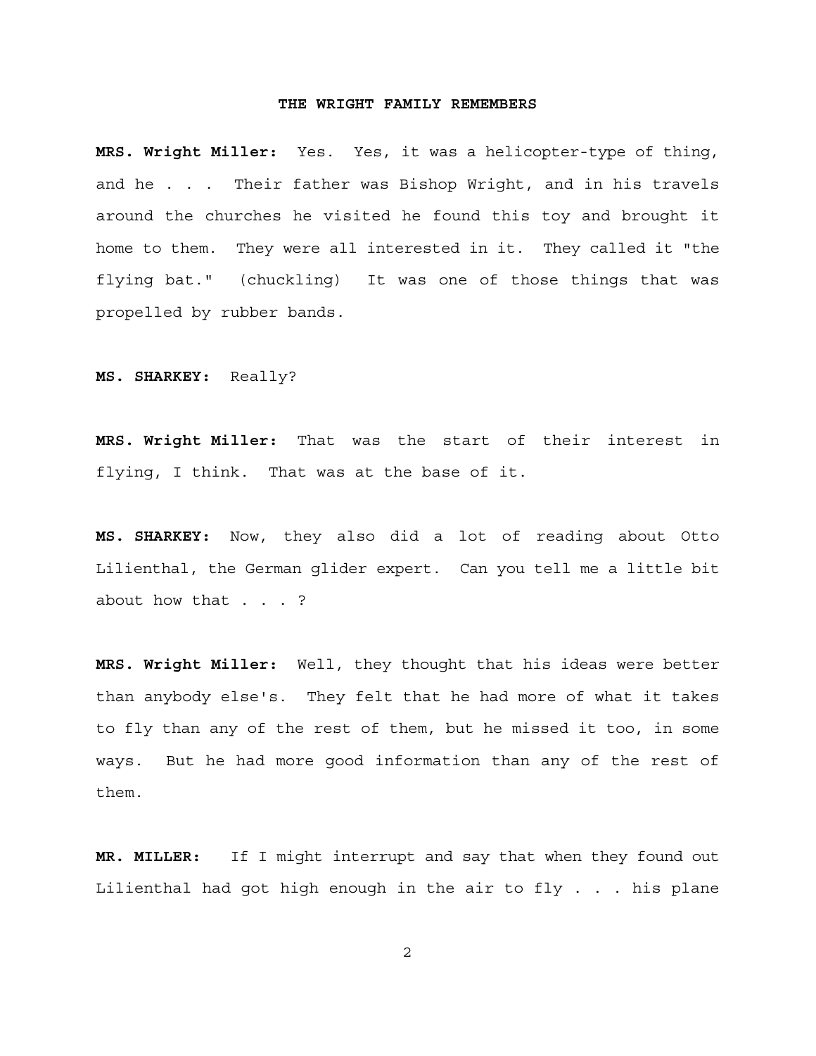**MRS. Wright Miller:** Yes. Yes, it was a helicopter-type of thing, and he . . . Their father was Bishop Wright, and in his travels around the churches he visited he found this toy and brought it home to them. They were all interested in it. They called it "the flying bat." (chuckling) It was one of those things that was propelled by rubber bands.

**MS. SHARKEY:** Really?

**MRS. Wright Miller:** That was the start of their interest in flying, I think. That was at the base of it.

**MS. SHARKEY:** Now, they also did a lot of reading about Otto Lilienthal, the German glider expert. Can you tell me a little bit about how that . . . ?

**MRS. Wright Miller:** Well, they thought that his ideas were better than anybody else's. They felt that he had more of what it takes to fly than any of the rest of them, but he missed it too, in some ways. But he had more good information than any of the rest of them.

**MR. MILLER:** If I might interrupt and say that when they found out Lilienthal had got high enough in the air to fly . . . his plane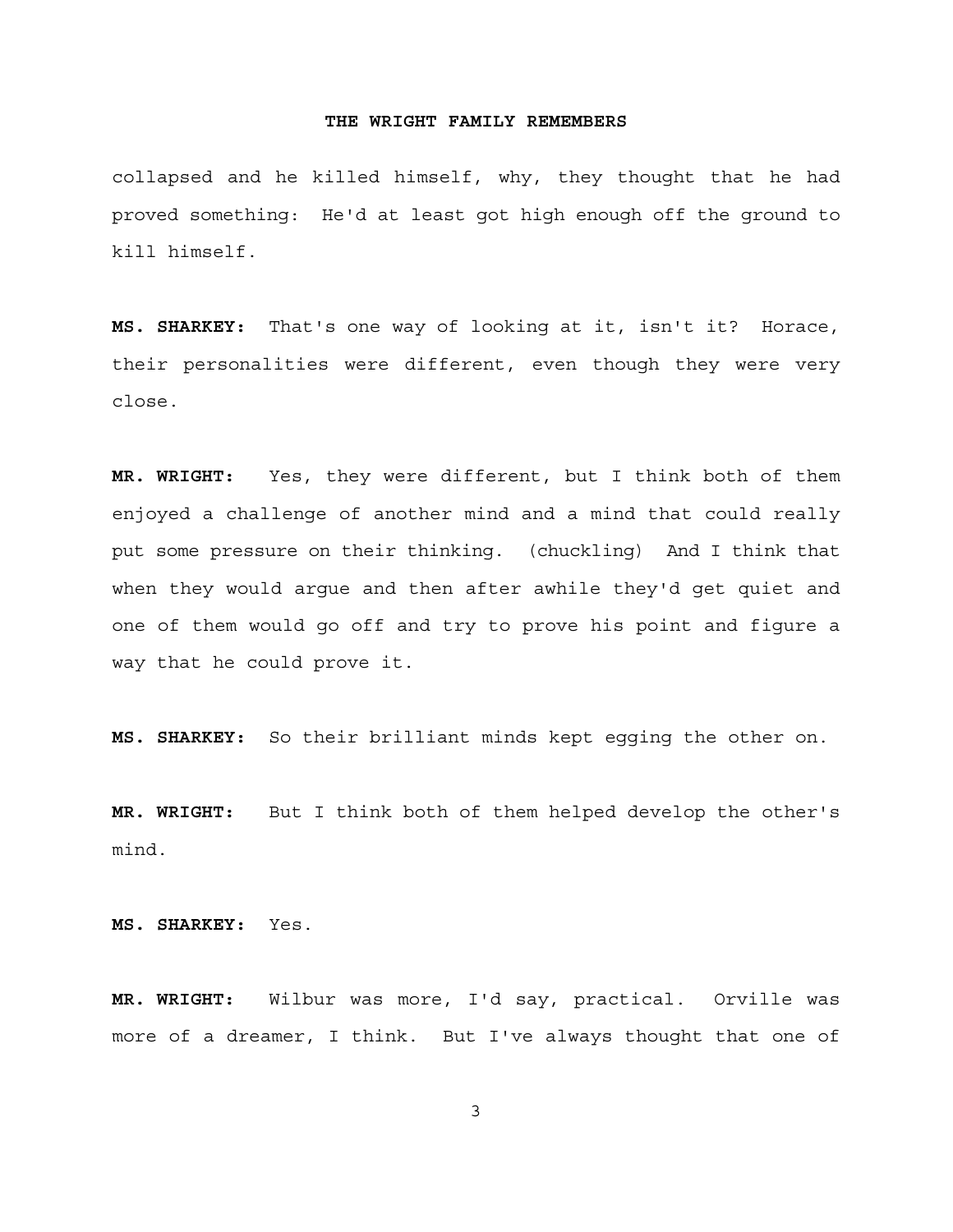collapsed and he killed himself, why, they thought that he had proved something: He'd at least got high enough off the ground to kill himself.

**MS. SHARKEY:** That's one way of looking at it, isn't it? Horace, their personalities were different, even though they were very close.

**MR. WRIGHT:** Yes, they were different, but I think both of them enjoyed a challenge of another mind and a mind that could really put some pressure on their thinking. (chuckling) And I think that when they would argue and then after awhile they'd get quiet and one of them would go off and try to prove his point and figure a way that he could prove it.

**MS. SHARKEY:** So their brilliant minds kept egging the other on.

**MR. WRIGHT:** But I think both of them helped develop the other's mind.

**MS. SHARKEY:** Yes.

**MR. WRIGHT:** Wilbur was more, I'd say, practical. Orville was more of a dreamer, I think. But I've always thought that one of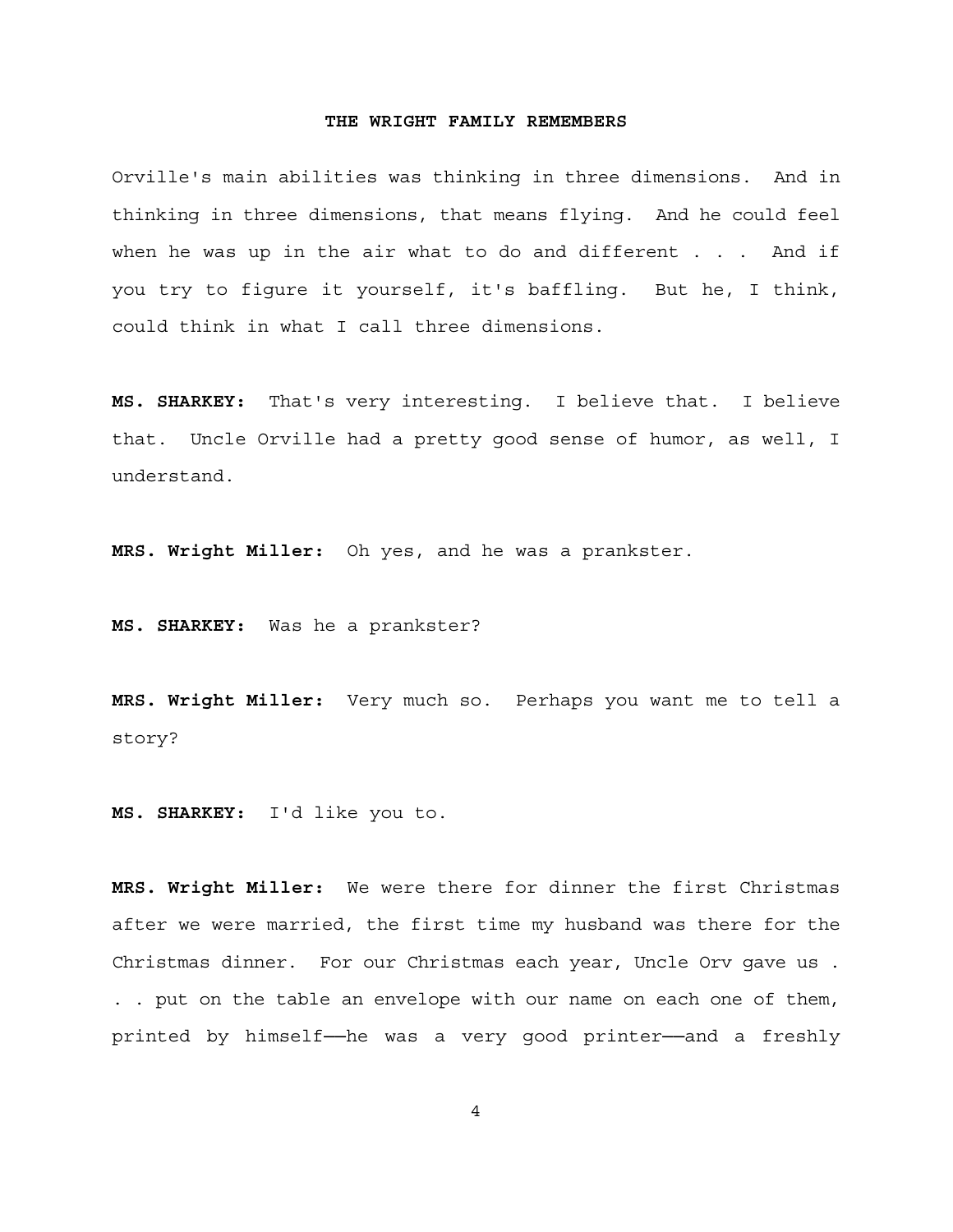Orville's main abilities was thinking in three dimensions. And in thinking in three dimensions, that means flying. And he could feel when he was up in the air what to do and different . . . And if you try to figure it yourself, it's baffling. But he, I think, could think in what I call three dimensions.

**MS. SHARKEY:** That's very interesting. I believe that. I believe that. Uncle Orville had a pretty good sense of humor, as well, I understand.

**MRS. Wright Miller:** Oh yes, and he was a prankster.

**MS. SHARKEY:** Was he a prankster?

**MRS. Wright Miller:** Very much so. Perhaps you want me to tell a story?

**MS. SHARKEY:** I'd like you to.

**MRS. Wright Miller:** We were there for dinner the first Christmas after we were married, the first time my husband was there for the Christmas dinner. For our Christmas each year, Uncle Orv gave us . . . put on the table an envelope with our name on each one of them, printed by himself——he was a very good printer——and a freshly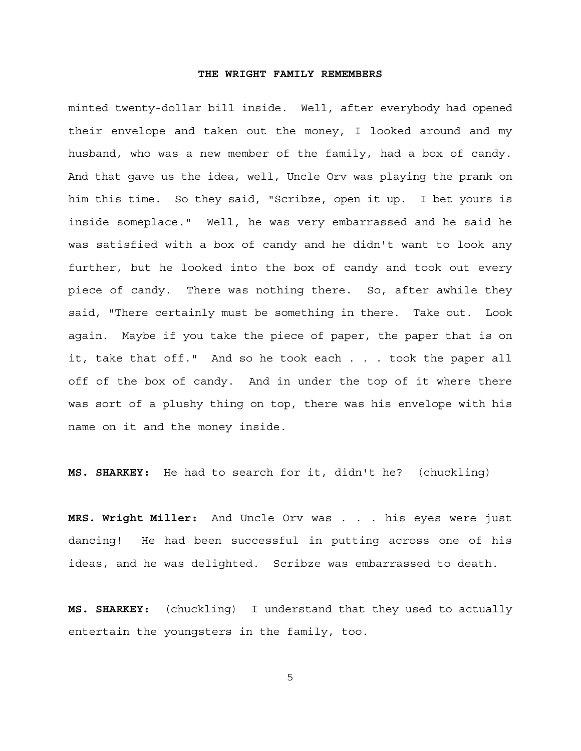minted twenty-dollar bill inside. Well, after everybody had opened their envelope and taken out the money, I looked around and my husband, who was a new member of the family, had a box of candy. And that gave us the idea, well, Uncle Orv was playing the prank on him this time. So they said, "Scribze, open it up. I bet yours is inside someplace." Well, he was very embarrassed and he said he was satisfied with a box of candy and he didn't want to look any further, but he looked into the box of candy and took out every piece of candy. There was nothing there. So, after awhile they said, "There certainly must be something in there. Take out. Look again. Maybe if you take the piece of paper, the paper that is on it, take that off." And so he took each . . . took the paper all off of the box of candy. And in under the top of it where there was sort of a plushy thing on top, there was his envelope with his name on it and the money inside.

**MS. SHARKEY:** He had to search for it, didn't he? (chuckling)

**MRS. Wright Miller:** And Uncle Orv was . . . his eyes were just dancing! He had been successful in putting across one of his ideas, and he was delighted. Scribze was embarrassed to death.

**MS. SHARKEY:** (chuckling) I understand that they used to actually entertain the youngsters in the family, too.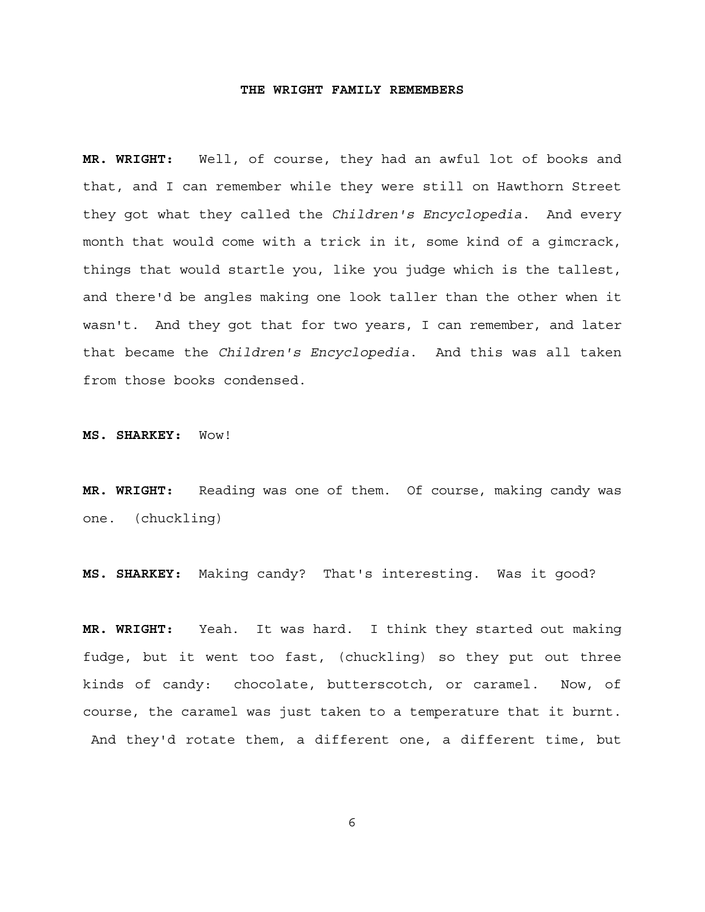**MR. WRIGHT:** Well, of course, they had an awful lot of books and that, and I can remember while they were still on Hawthorn Street they got what they called the *Children's Encyclopedia*. And every month that would come with a trick in it, some kind of a gimcrack, things that would startle you, like you judge which is the tallest, and there'd be angles making one look taller than the other when it wasn't. And they got that for two years, I can remember, and later that became the *Children's Encyclopedia*. And this was all taken from those books condensed.

**MS. SHARKEY:** Wow!

**MR. WRIGHT:** Reading was one of them. Of course, making candy was one. (chuckling)

**MS. SHARKEY:** Making candy? That's interesting. Was it good?

**MR. WRIGHT:** Yeah. It was hard. I think they started out making fudge, but it went too fast, (chuckling) so they put out three kinds of candy: chocolate, butterscotch, or caramel. Now, of course, the caramel was just taken to a temperature that it burnt. And they'd rotate them, a different one, a different time, but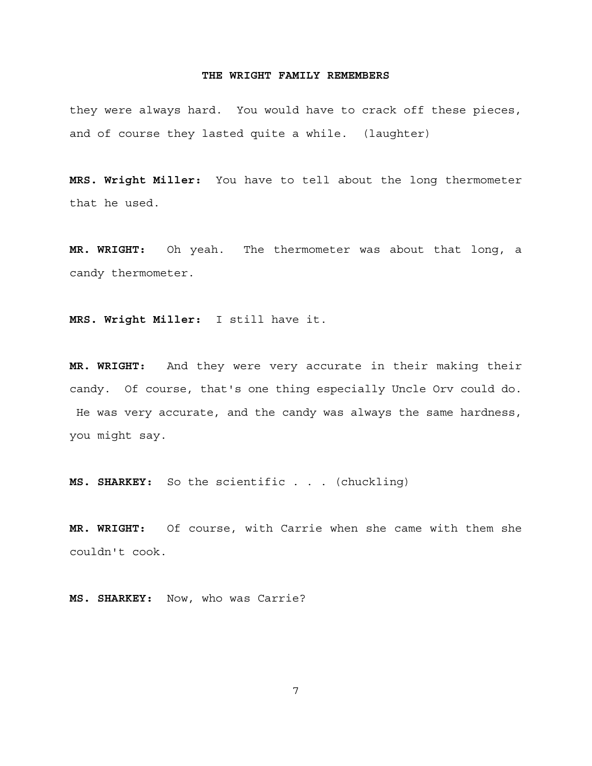they were always hard. You would have to crack off these pieces, and of course they lasted quite a while. (laughter)

**MRS. Wright Miller:** You have to tell about the long thermometer that he used.

**MR. WRIGHT:** Oh yeah. The thermometer was about that long, a candy thermometer.

**MRS. Wright Miller:** I still have it.

**MR. WRIGHT:** And they were very accurate in their making their candy. Of course, that's one thing especially Uncle Orv could do. He was very accurate, and the candy was always the same hardness, you might say.

**MS. SHARKEY:** So the scientific . . . (chuckling)

**MR. WRIGHT:** Of course, with Carrie when she came with them she couldn't cook.

**MS. SHARKEY:** Now, who was Carrie?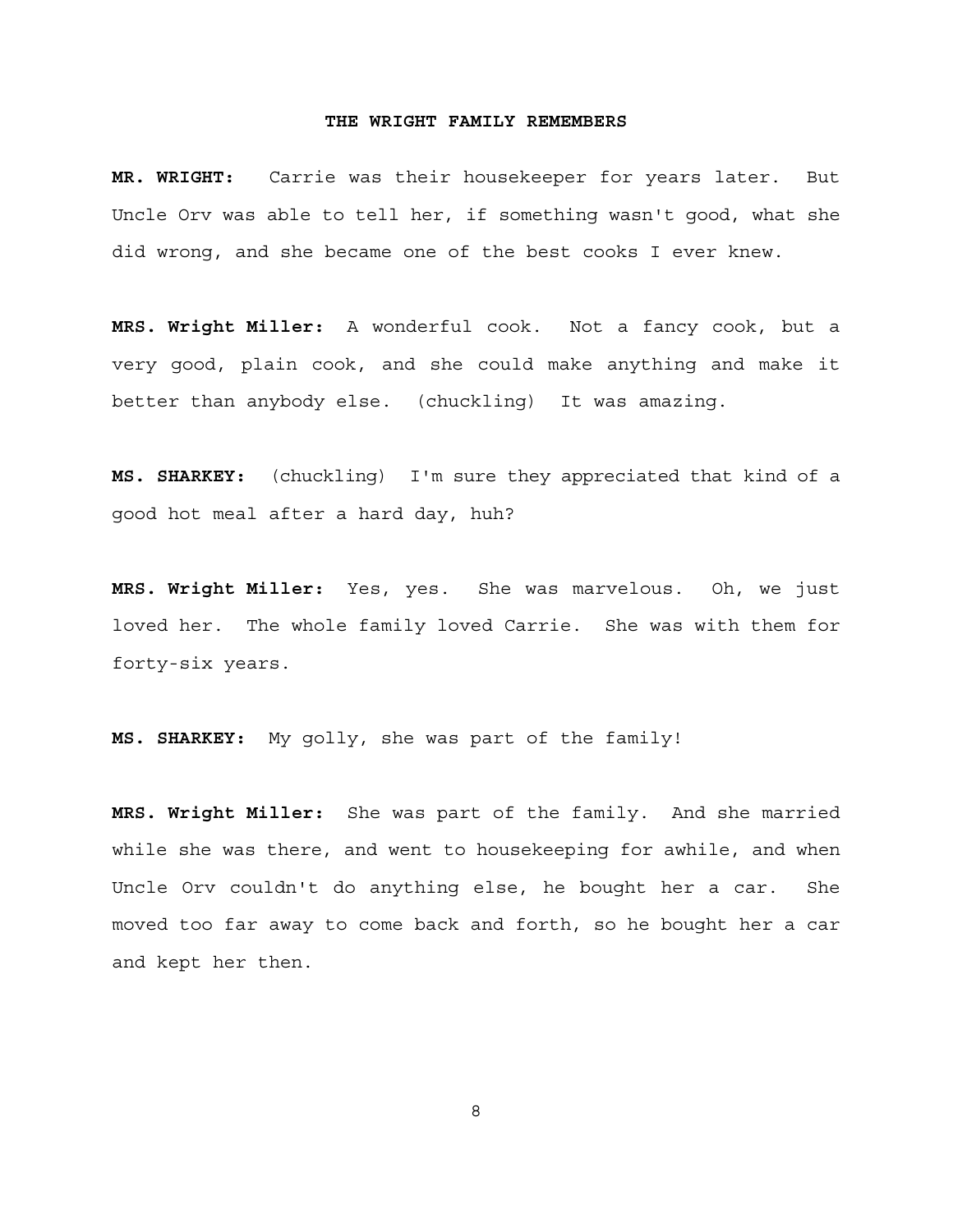**MR. WRIGHT:** Carrie was their housekeeper for years later. But Uncle Orv was able to tell her, if something wasn't good, what she did wrong, and she became one of the best cooks I ever knew.

**MRS. Wright Miller:** A wonderful cook. Not a fancy cook, but a very good, plain cook, and she could make anything and make it better than anybody else. (chuckling) It was amazing.

**MS. SHARKEY:** (chuckling) I'm sure they appreciated that kind of a good hot meal after a hard day, huh?

**MRS. Wright Miller:** Yes, yes. She was marvelous. Oh, we just loved her. The whole family loved Carrie. She was with them for forty-six years.

**MS. SHARKEY:** My golly, she was part of the family!

**MRS. Wright Miller:** She was part of the family. And she married while she was there, and went to housekeeping for awhile, and when Uncle Orv couldn't do anything else, he bought her a car. She moved too far away to come back and forth, so he bought her a car and kept her then.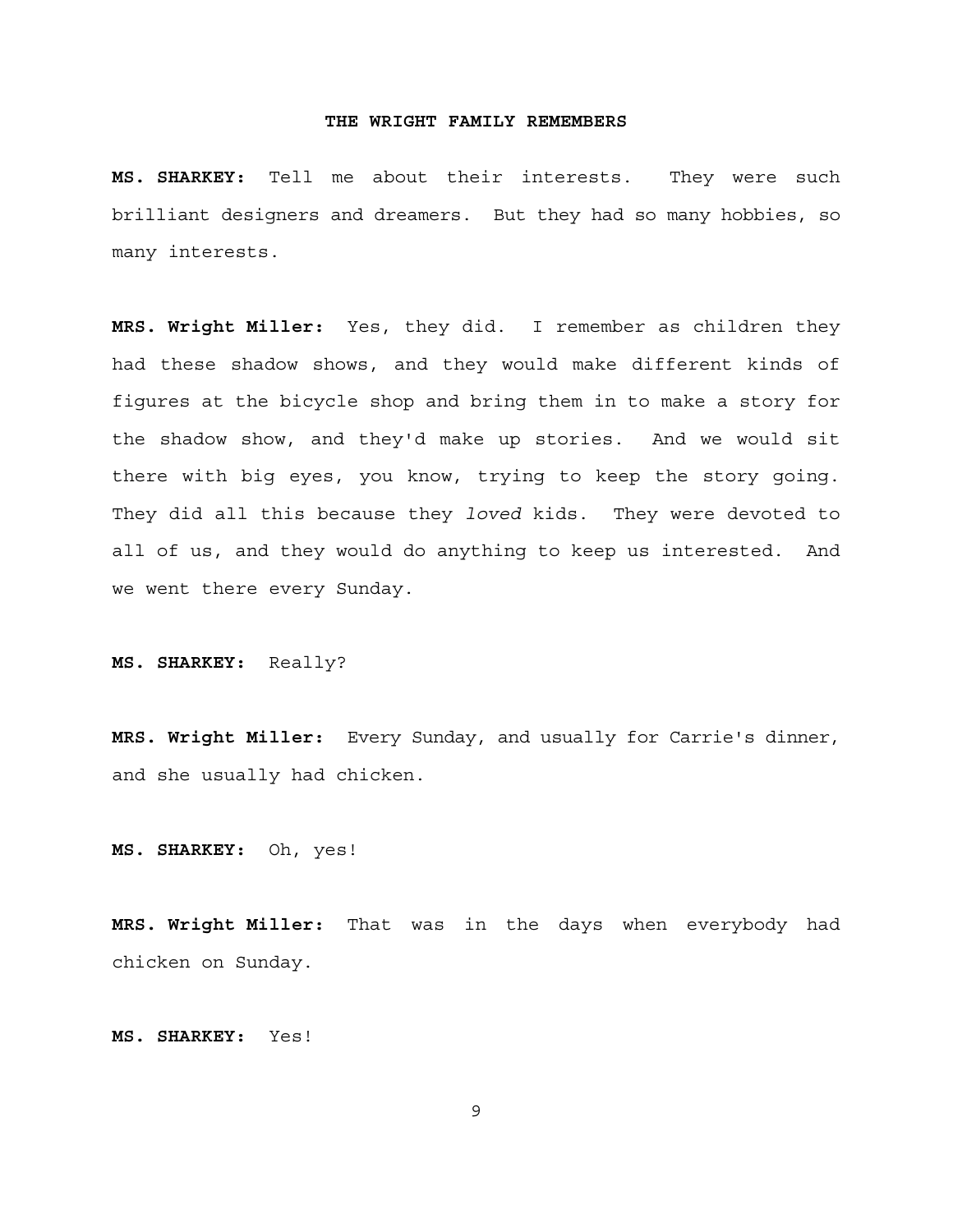**MS. SHARKEY:** Tell me about their interests. They were such brilliant designers and dreamers. But they had so many hobbies, so many interests.

**MRS. Wright Miller:** Yes, they did. I remember as children they had these shadow shows, and they would make different kinds of figures at the bicycle shop and bring them in to make a story for the shadow show, and they'd make up stories. And we would sit there with big eyes, you know, trying to keep the story going. They did all this because they *loved* kids. They were devoted to all of us, and they would do anything to keep us interested. And we went there every Sunday.

**MS. SHARKEY:** Really?

**MRS. Wright Miller:** Every Sunday, and usually for Carrie's dinner, and she usually had chicken.

**MS. SHARKEY:** Oh, yes!

**MRS. Wright Miller:** That was in the days when everybody had chicken on Sunday.

**MS. SHARKEY:** Yes!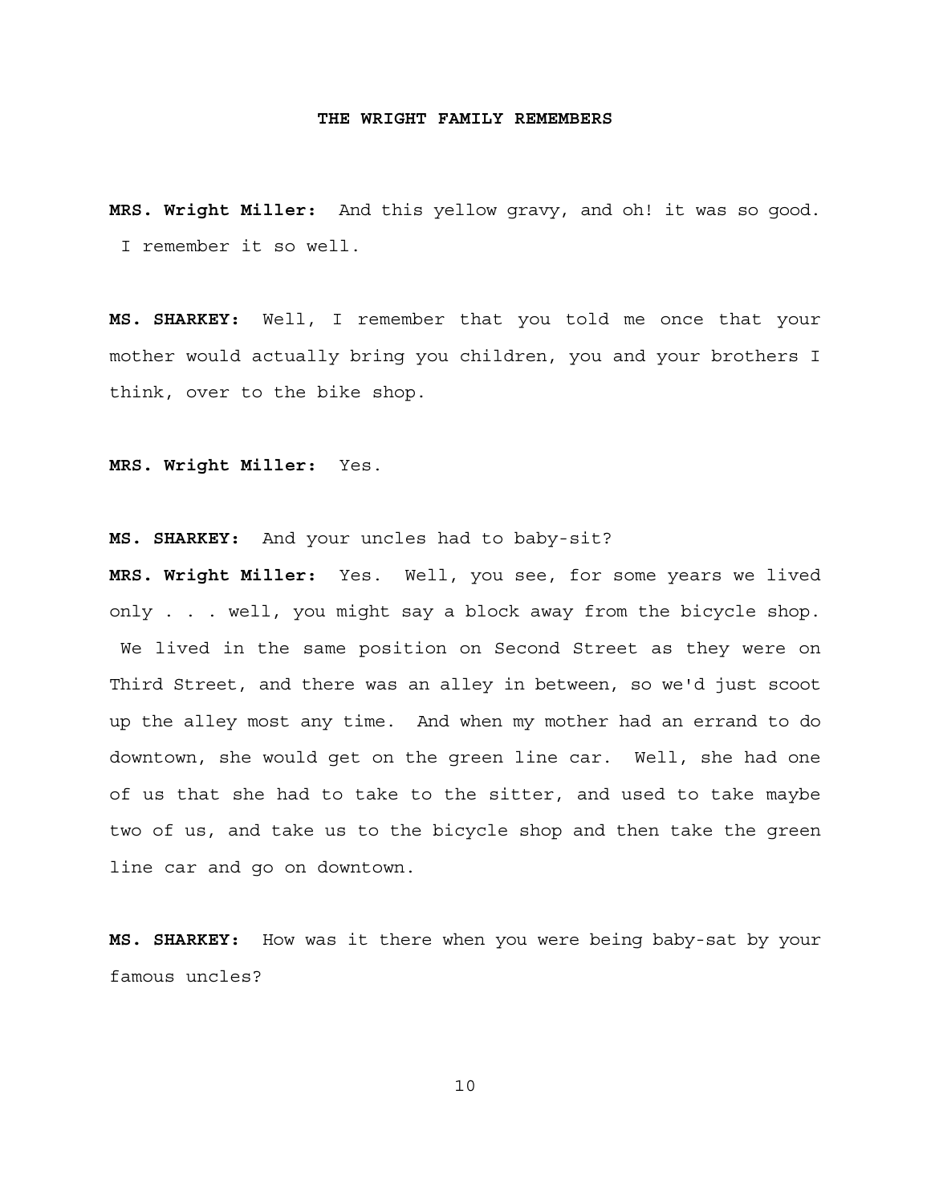**MRS. Wright Miller:** And this yellow gravy, and oh! it was so good. I remember it so well.

**MS. SHARKEY:** Well, I remember that you told me once that your mother would actually bring you children, you and your brothers I think, over to the bike shop.

**MRS. Wright Miller:** Yes.

**MS. SHARKEY:** And your uncles had to baby-sit?

**MRS. Wright Miller:** Yes. Well, you see, for some years we lived only . . . well, you might say a block away from the bicycle shop. We lived in the same position on Second Street as they were on Third Street, and there was an alley in between, so we'd just scoot up the alley most any time. And when my mother had an errand to do downtown, she would get on the green line car. Well, she had one of us that she had to take to the sitter, and used to take maybe two of us, and take us to the bicycle shop and then take the green line car and go on downtown.

**MS. SHARKEY:** How was it there when you were being baby-sat by your famous uncles?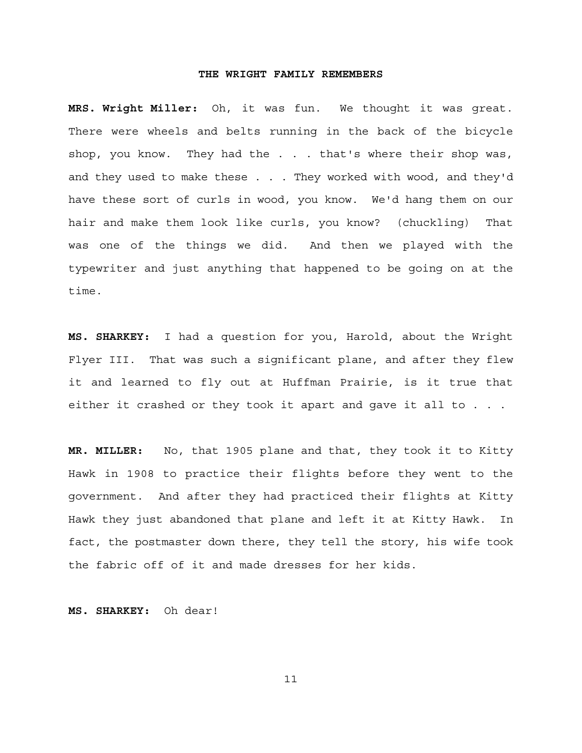**MRS. Wright Miller:** Oh, it was fun. We thought it was great. There were wheels and belts running in the back of the bicycle shop, you know. They had the . . . that's where their shop was, and they used to make these . . . They worked with wood, and they'd have these sort of curls in wood, you know. We'd hang them on our hair and make them look like curls, you know? (chuckling) That was one of the things we did. And then we played with the typewriter and just anything that happened to be going on at the time.

**MS. SHARKEY:** I had a question for you, Harold, about the Wright Flyer III. That was such a significant plane, and after they flew it and learned to fly out at Huffman Prairie, is it true that either it crashed or they took it apart and gave it all to . . .

**MR. MILLER:** No, that 1905 plane and that, they took it to Kitty Hawk in 1908 to practice their flights before they went to the government. And after they had practiced their flights at Kitty Hawk they just abandoned that plane and left it at Kitty Hawk. In fact, the postmaster down there, they tell the story, his wife took the fabric off of it and made dresses for her kids.

**MS. SHARKEY:** Oh dear!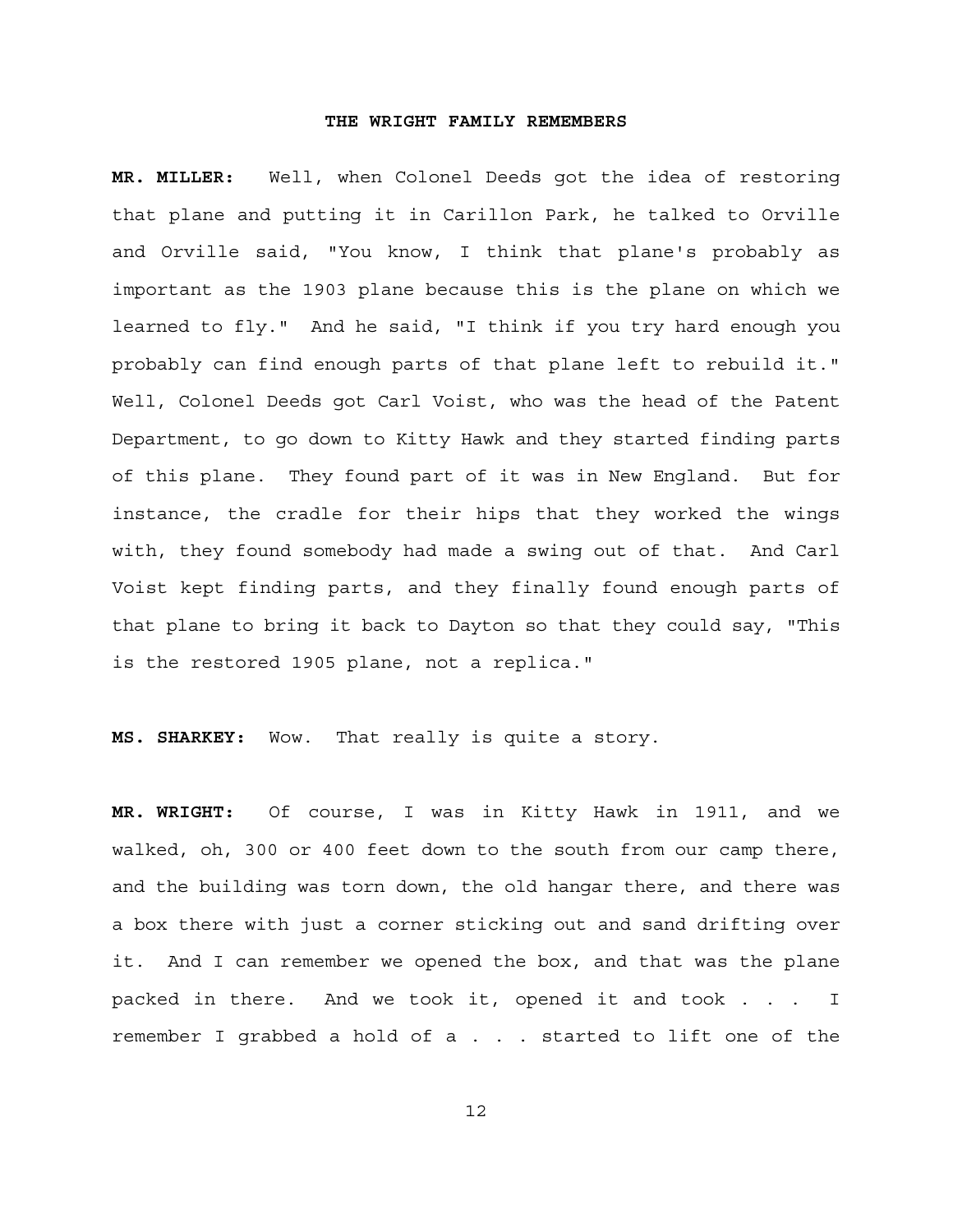**MR. MILLER:** Well, when Colonel Deeds got the idea of restoring that plane and putting it in Carillon Park, he talked to Orville and Orville said, "You know, I think that plane's probably as important as the 1903 plane because this is the plane on which we learned to fly." And he said, "I think if you try hard enough you probably can find enough parts of that plane left to rebuild it." Well, Colonel Deeds got Carl Voist, who was the head of the Patent Department, to go down to Kitty Hawk and they started finding parts of this plane. They found part of it was in New England. But for instance, the cradle for their hips that they worked the wings with, they found somebody had made a swing out of that. And Carl Voist kept finding parts, and they finally found enough parts of that plane to bring it back to Dayton so that they could say, "This is the restored 1905 plane, not a replica."

**MS. SHARKEY:** Wow. That really is quite a story.

**MR. WRIGHT:** Of course, I was in Kitty Hawk in 1911, and we walked, oh, 300 or 400 feet down to the south from our camp there, and the building was torn down, the old hangar there, and there was a box there with just a corner sticking out and sand drifting over it. And I can remember we opened the box, and that was the plane packed in there. And we took it, opened it and took . . . I remember I grabbed a hold of a . . . started to lift one of the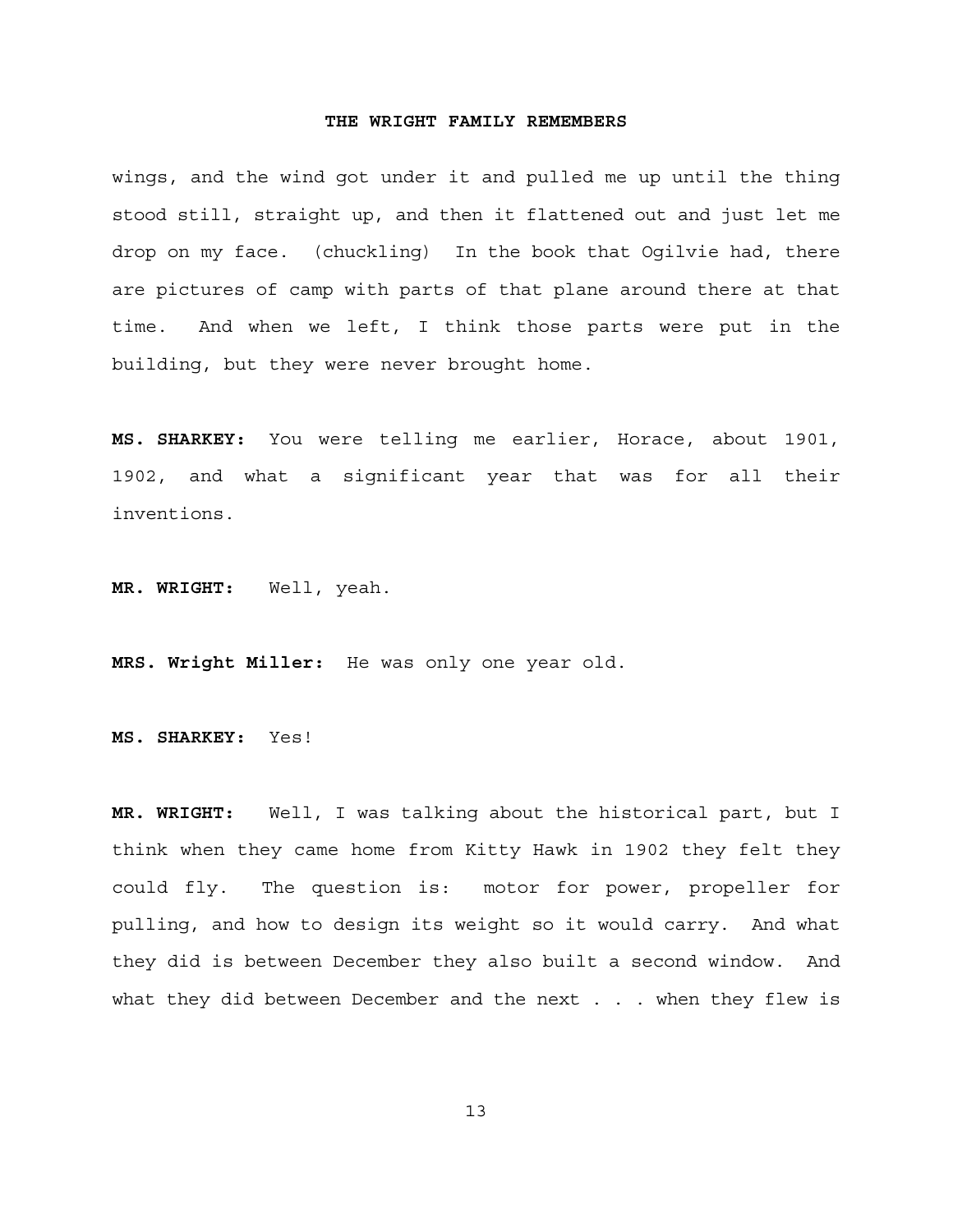wings, and the wind got under it and pulled me up until the thing stood still, straight up, and then it flattened out and just let me drop on my face. (chuckling) In the book that Ogilvie had, there are pictures of camp with parts of that plane around there at that time. And when we left, I think those parts were put in the building, but they were never brought home.

**MS. SHARKEY:** You were telling me earlier, Horace, about 1901, 1902, and what a significant year that was for all their inventions.

**MR. WRIGHT:** Well, yeah.

**MRS. Wright Miller:** He was only one year old.

**MS. SHARKEY:** Yes!

**MR. WRIGHT:** Well, I was talking about the historical part, but I think when they came home from Kitty Hawk in 1902 they felt they could fly. The question is: motor for power, propeller for pulling, and how to design its weight so it would carry. And what they did is between December they also built a second window. And what they did between December and the next . . . when they flew is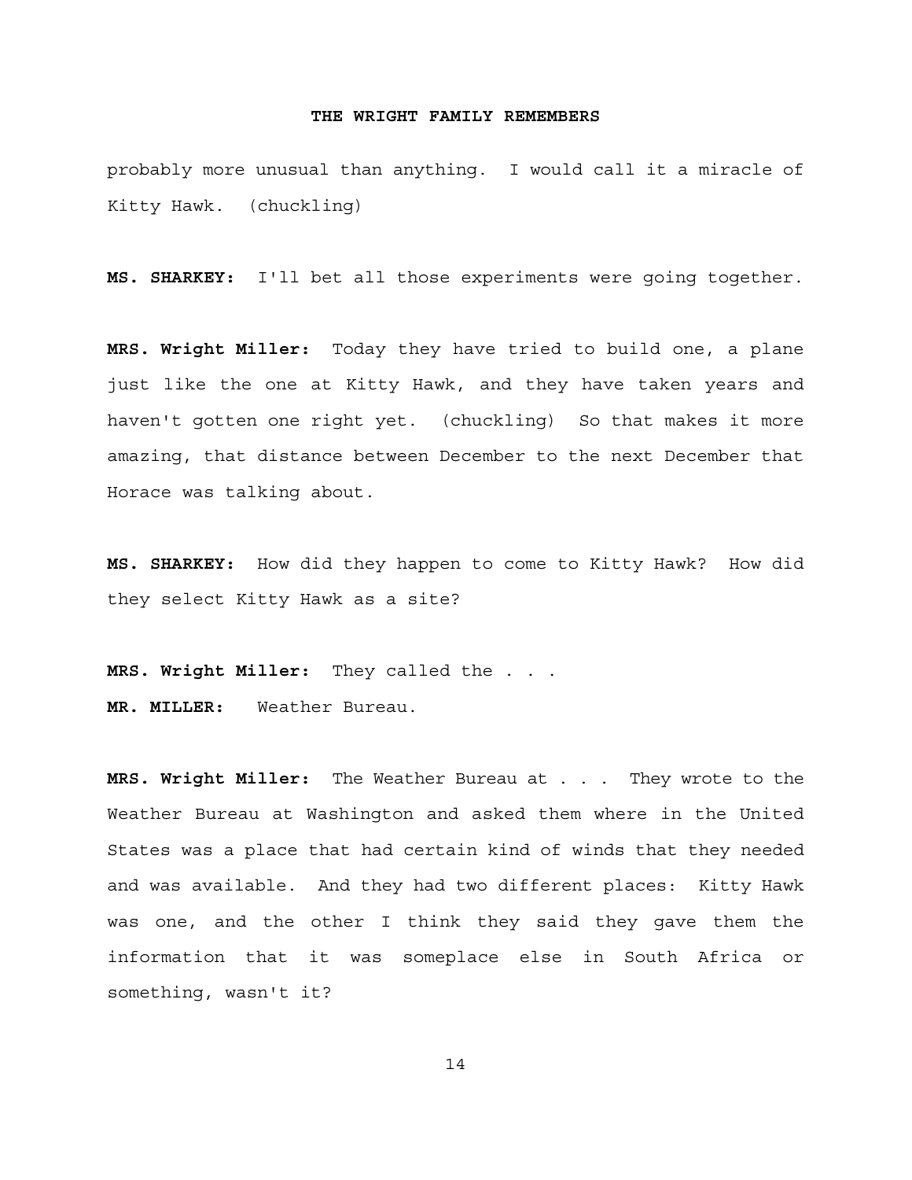probably more unusual than anything. I would call it a miracle of Kitty Hawk. (chuckling)

**MS. SHARKEY:** I'll bet all those experiments were going together.

**MRS. Wright Miller:** Today they have tried to build one, a plane just like the one at Kitty Hawk, and they have taken years and haven't gotten one right yet. (chuckling) So that makes it more amazing, that distance between December to the next December that Horace was talking about.

**MS. SHARKEY:** How did they happen to come to Kitty Hawk? How did they select Kitty Hawk as a site?

**MRS. Wright Miller:** They called the . . .
**MR. MILLER:** Weather Bureau.

**MRS. Wright Miller:** The Weather Bureau at . . . They wrote to the Weather Bureau at Washington and asked them where in the United States was a place that had certain kind of winds that they needed and was available. And they had two different places: Kitty Hawk was one, and the other I think they said they gave them the information that it was someplace else in South Africa or something, wasn't it?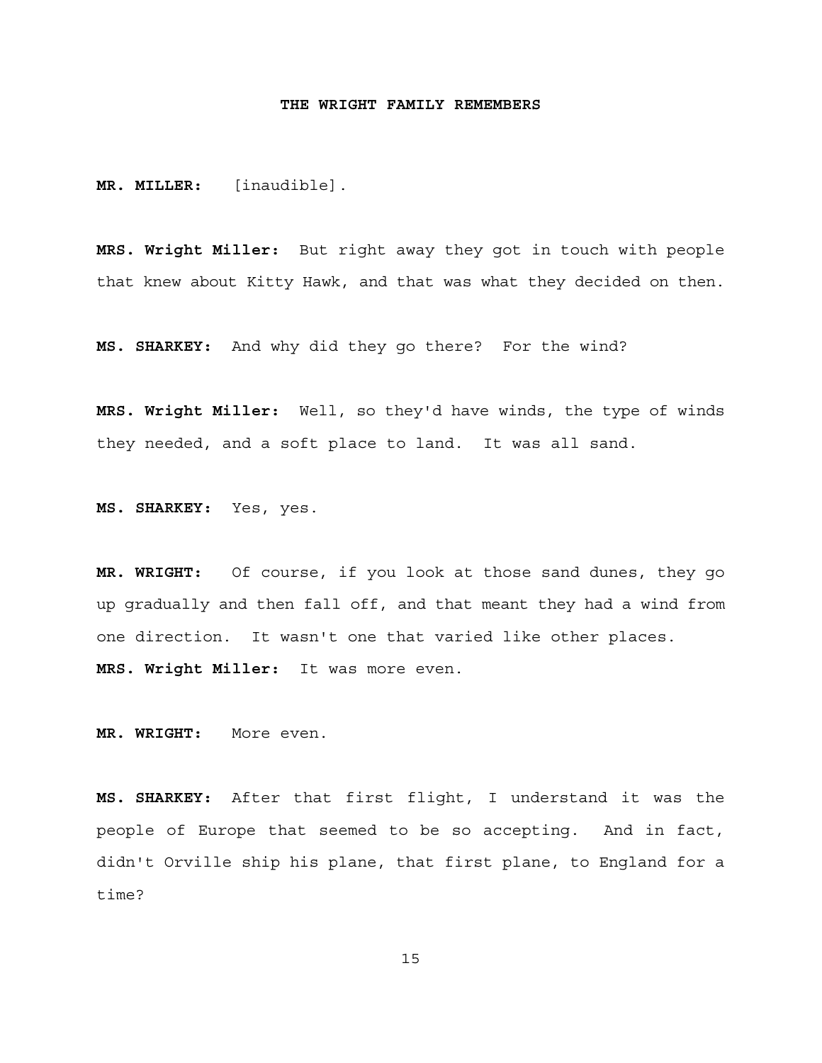**MR. MILLER:** [inaudible].

**MRS. Wright Miller:** But right away they got in touch with people that knew about Kitty Hawk, and that was what they decided on then.

**MS. SHARKEY:** And why did they go there? For the wind?

**MRS. Wright Miller:** Well, so they'd have winds, the type of winds they needed, and a soft place to land. It was all sand.

**MS. SHARKEY:** Yes, yes.

**MR. WRIGHT:** Of course, if you look at those sand dunes, they go up gradually and then fall off, and that meant they had a wind from one direction. It wasn't one that varied like other places.

**MRS. Wright Miller:** It was more even.

**MR. WRIGHT:** More even.

**MS. SHARKEY:** After that first flight, I understand it was the people of Europe that seemed to be so accepting. And in fact, didn't Orville ship his plane, that first plane, to England for a time?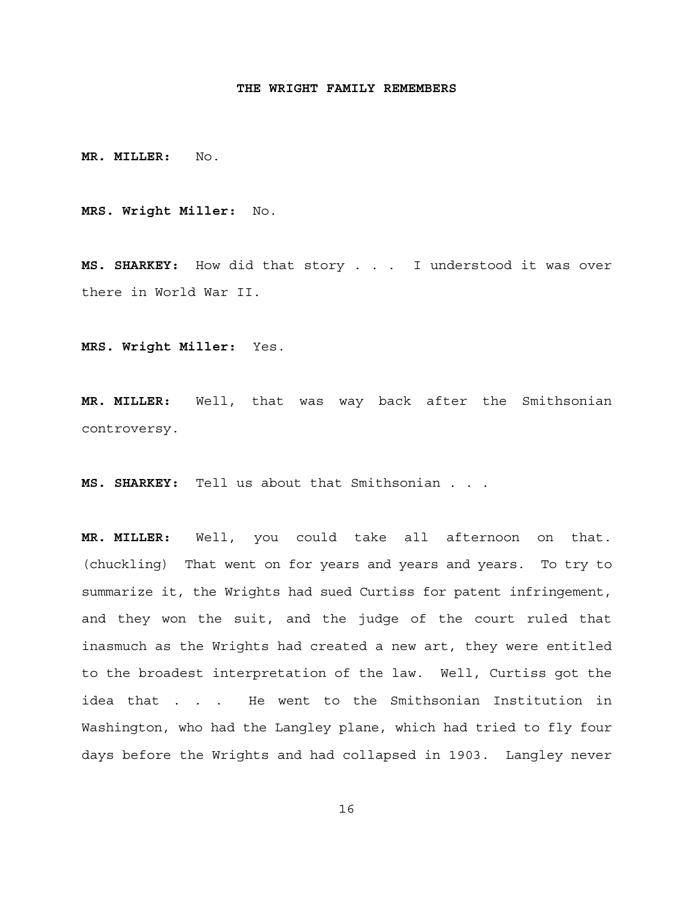**MR. MILLER:** No.

**MRS. Wright Miller:** No.

**MS. SHARKEY:** How did that story . . . I understood it was over there in World War II.

**MRS. Wright Miller:** Yes.

**MR. MILLER:** Well, that was way back after the Smithsonian controversy.

**MS. SHARKEY:** Tell us about that Smithsonian . . .

**MR. MILLER:** Well, you could take all afternoon on that. (chuckling) That went on for years and years and years. To try to summarize it, the Wrights had sued Curtiss for patent infringement, and they won the suit, and the judge of the court ruled that inasmuch as the Wrights had created a new art, they were entitled to the broadest interpretation of the law. Well, Curtiss got the idea that . . . He went to the Smithsonian Institution in Washington, who had the Langley plane, which had tried to fly four days before the Wrights and had collapsed in 1903. Langley never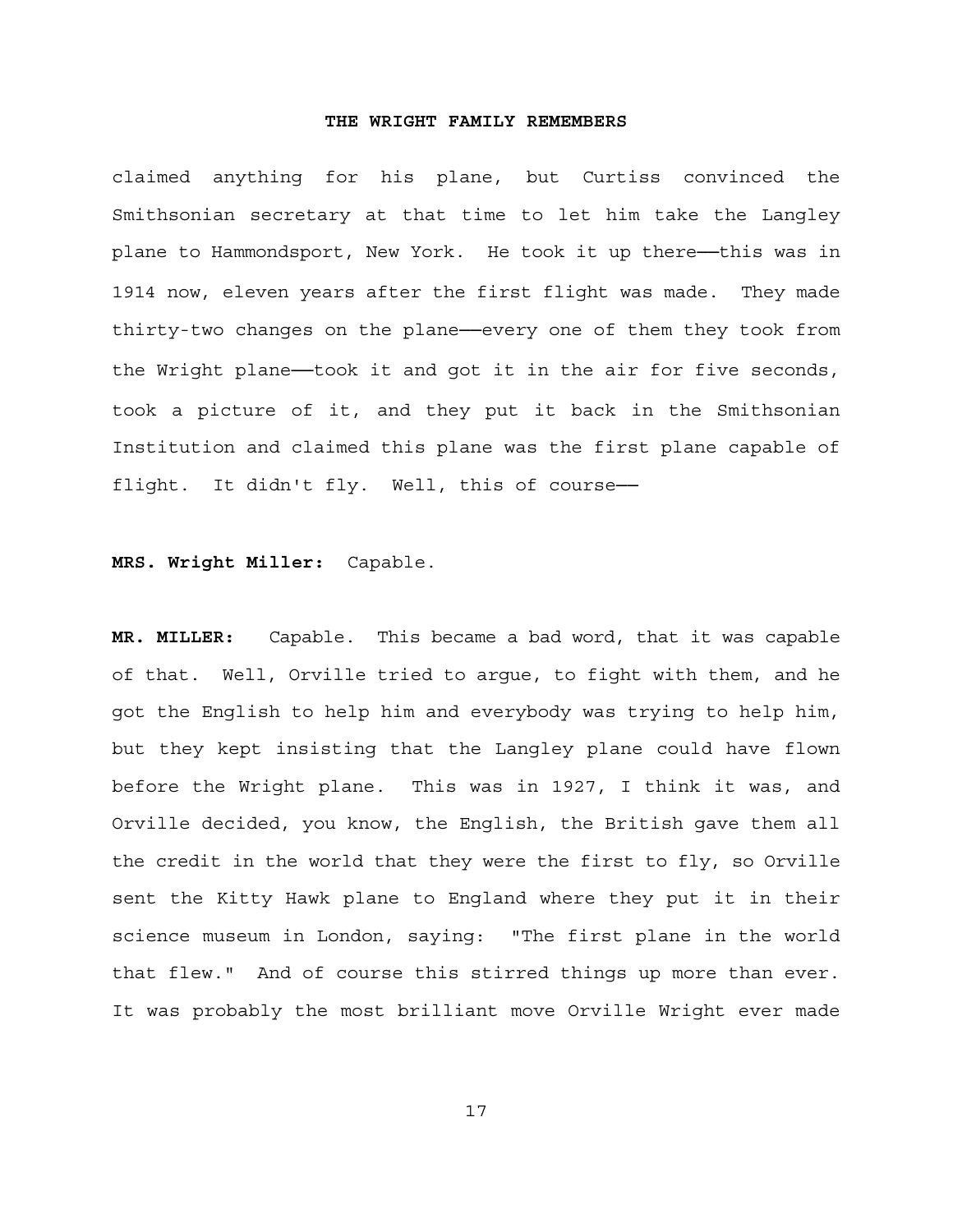claimed anything for his plane, but Curtiss convinced the Smithsonian secretary at that time to let him take the Langley plane to Hammondsport, New York. He took it up there——this was in 1914 now, eleven years after the first flight was made. They made thirty-two changes on the plane——every one of them they took from the Wright plane——took it and got it in the air for five seconds, took a picture of it, and they put it back in the Smithsonian Institution and claimed this plane was the first plane capable of flight. It didn't fly. Well, this of course——

**MRS. Wright Miller:** Capable.

**MR. MILLER:** Capable. This became a bad word, that it was capable of that. Well, Orville tried to argue, to fight with them, and he got the English to help him and everybody was trying to help him, but they kept insisting that the Langley plane could have flown before the Wright plane. This was in 1927, I think it was, and Orville decided, you know, the English, the British gave them all the credit in the world that they were the first to fly, so Orville sent the Kitty Hawk plane to England where they put it in their science museum in London, saying: "The first plane in the world that flew." And of course this stirred things up more than ever. It was probably the most brilliant move Orville Wright ever made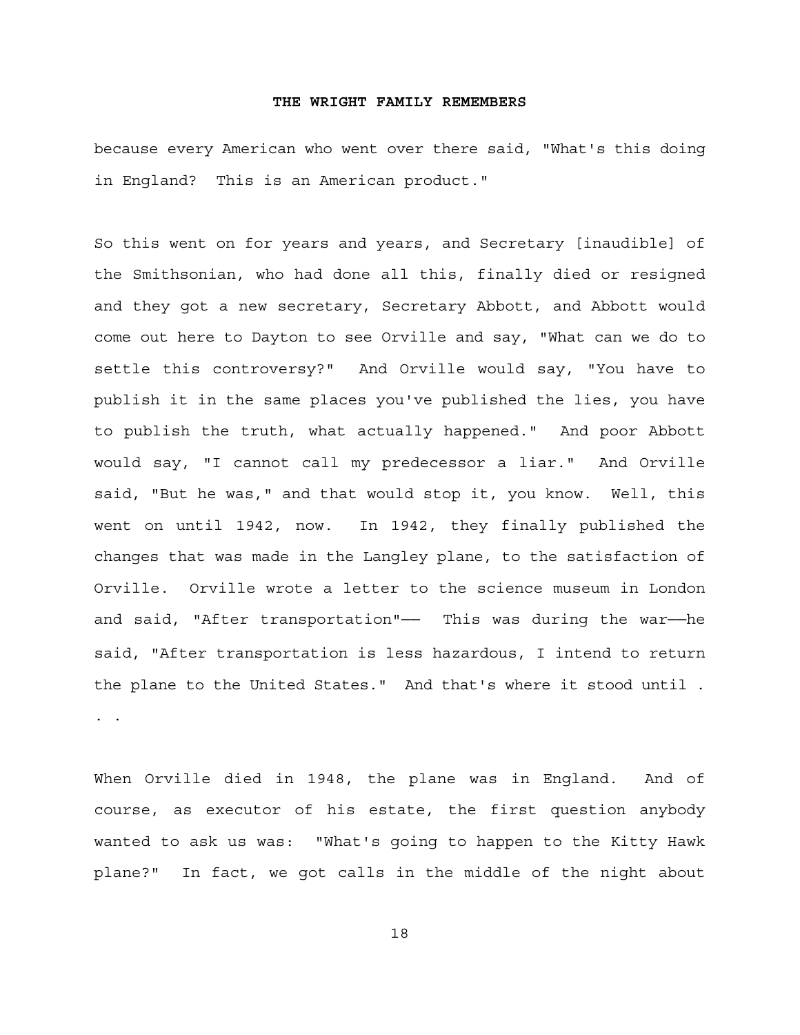because every American who went over there said, "What's this doing in England? This is an American product."

So this went on for years and years, and Secretary [inaudible] of the Smithsonian, who had done all this, finally died or resigned and they got a new secretary, Secretary Abbott, and Abbott would come out here to Dayton to see Orville and say, "What can we do to settle this controversy?" And Orville would say, "You have to publish it in the same places you've published the lies, you have to publish the truth, what actually happened." And poor Abbott would say, "I cannot call my predecessor a liar." And Orville said, "But he was," and that would stop it, you know. Well, this went on until 1942, now. In 1942, they finally published the changes that was made in the Langley plane, to the satisfaction of Orville. Orville wrote a letter to the science museum in London and said, "After transportation"—— This was during the war——he said, "After transportation is less hazardous, I intend to return the plane to the United States." And that's where it stood until . . .

When Orville died in 1948, the plane was in England. And of course, as executor of his estate, the first question anybody wanted to ask us was: "What's going to happen to the Kitty Hawk plane?" In fact, we got calls in the middle of the night about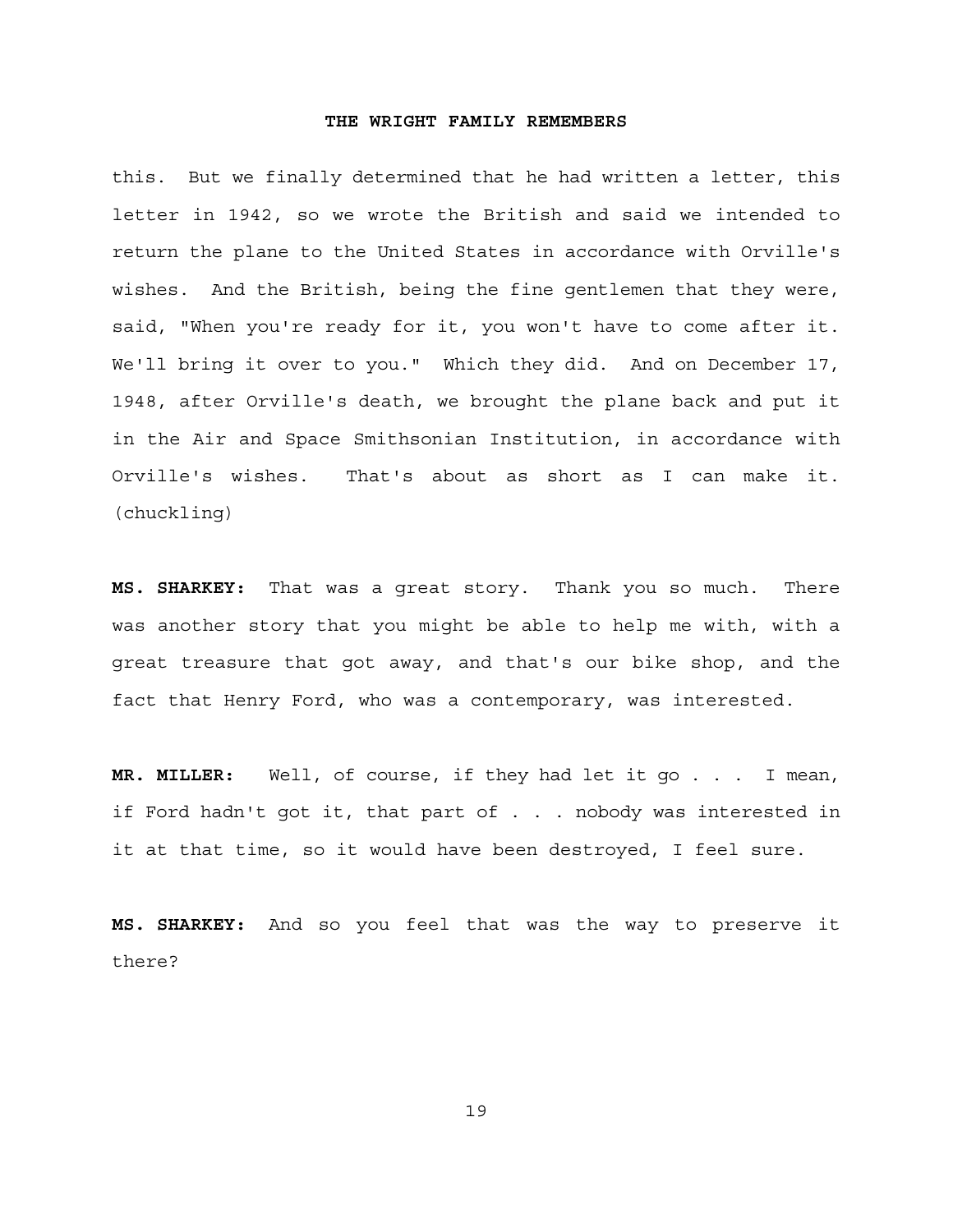this. But we finally determined that he had written a letter, this letter in 1942, so we wrote the British and said we intended to return the plane to the United States in accordance with Orville's wishes. And the British, being the fine gentlemen that they were, said, "When you're ready for it, you won't have to come after it. We'll bring it over to you." Which they did. And on December 17, 1948, after Orville's death, we brought the plane back and put it in the Air and Space Smithsonian Institution, in accordance with Orville's wishes. That's about as short as I can make it. (chuckling)

**MS. SHARKEY:** That was a great story. Thank you so much. There was another story that you might be able to help me with, with a great treasure that got away, and that's our bike shop, and the fact that Henry Ford, who was a contemporary, was interested.

**MR. MILLER:** Well, of course, if they had let it go . . . I mean, if Ford hadn't got it, that part of . . . nobody was interested in it at that time, so it would have been destroyed, I feel sure.

**MS. SHARKEY:** And so you feel that was the way to preserve it there?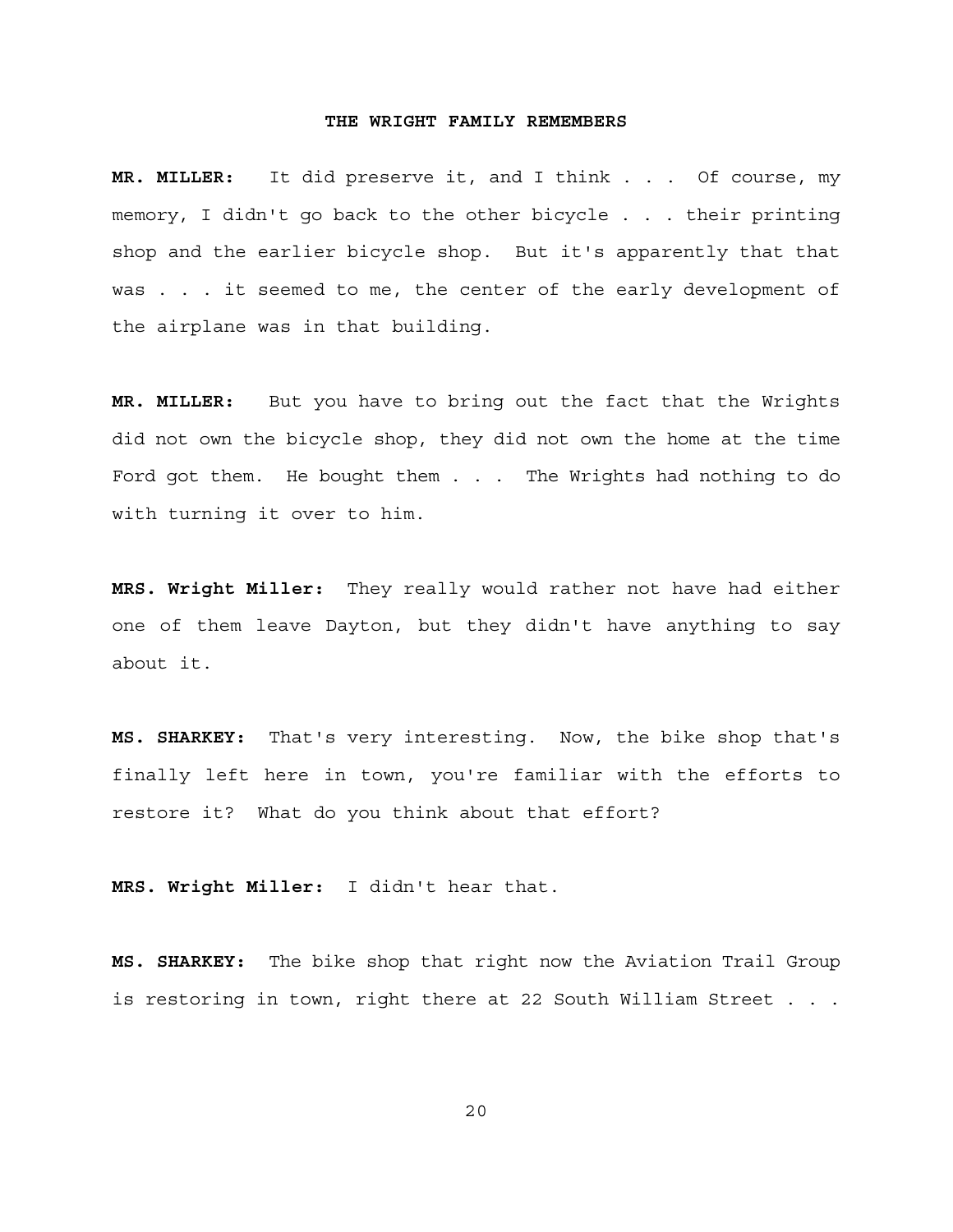**MR. MILLER:** It did preserve it, and I think . . . Of course, my memory, I didn't go back to the other bicycle . . . their printing shop and the earlier bicycle shop. But it's apparently that that was . . . it seemed to me, the center of the early development of the airplane was in that building.

**MR. MILLER:** But you have to bring out the fact that the Wrights did not own the bicycle shop, they did not own the home at the time Ford got them. He bought them . . . The Wrights had nothing to do with turning it over to him.

**MRS. Wright Miller:** They really would rather not have had either one of them leave Dayton, but they didn't have anything to say about it.

**MS. SHARKEY:** That's very interesting. Now, the bike shop that's finally left here in town, you're familiar with the efforts to restore it? What do you think about that effort?

**MRS. Wright Miller:** I didn't hear that.

**MS. SHARKEY:** The bike shop that right now the Aviation Trail Group is restoring in town, right there at 22 South William Street . . .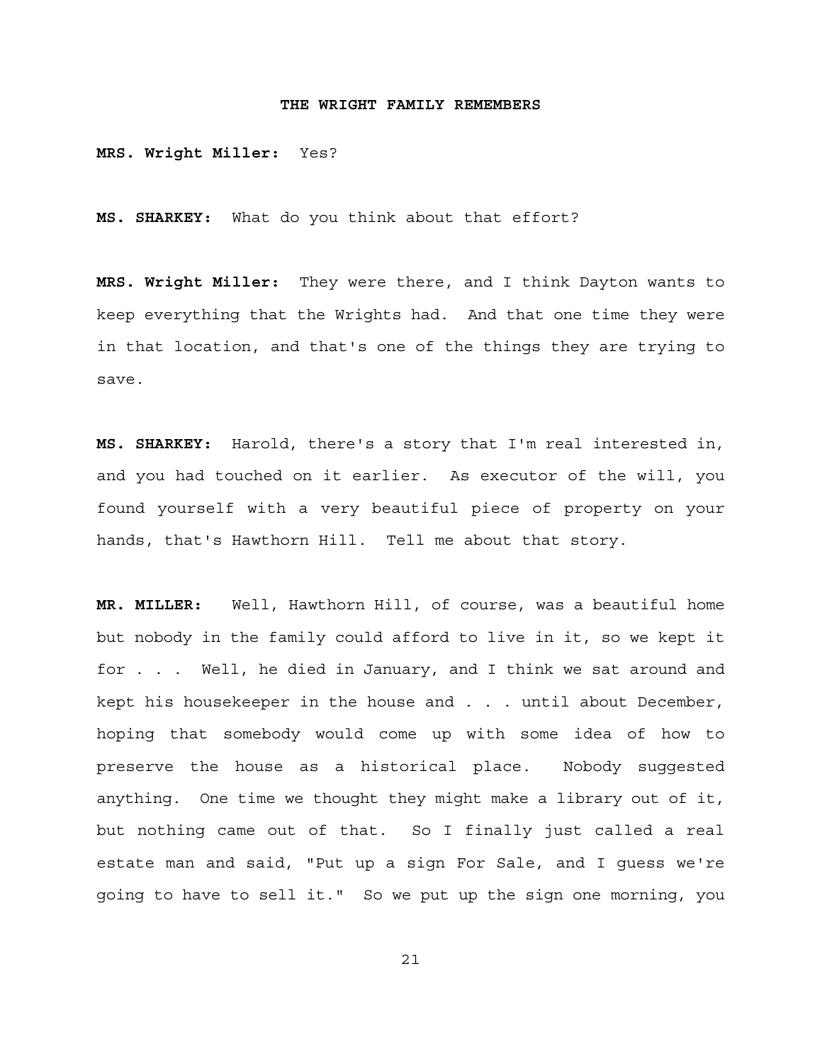**MRS. Wright Miller:** Yes?

**MS. SHARKEY:** What do you think about that effort?

**MRS. Wright Miller:** They were there, and I think Dayton wants to keep everything that the Wrights had. And that one time they were in that location, and that's one of the things they are trying to save.

**MS. SHARKEY:** Harold, there's a story that I'm real interested in, and you had touched on it earlier. As executor of the will, you found yourself with a very beautiful piece of property on your hands, that's Hawthorn Hill. Tell me about that story.

**MR. MILLER:** Well, Hawthorn Hill, of course, was a beautiful home but nobody in the family could afford to live in it, so we kept it for . . . Well, he died in January, and I think we sat around and kept his housekeeper in the house and . . . until about December, hoping that somebody would come up with some idea of how to preserve the house as a historical place. Nobody suggested anything. One time we thought they might make a library out of it, but nothing came out of that. So I finally just called a real estate man and said, "Put up a sign For Sale, and I guess we're going to have to sell it." So we put up the sign one morning, you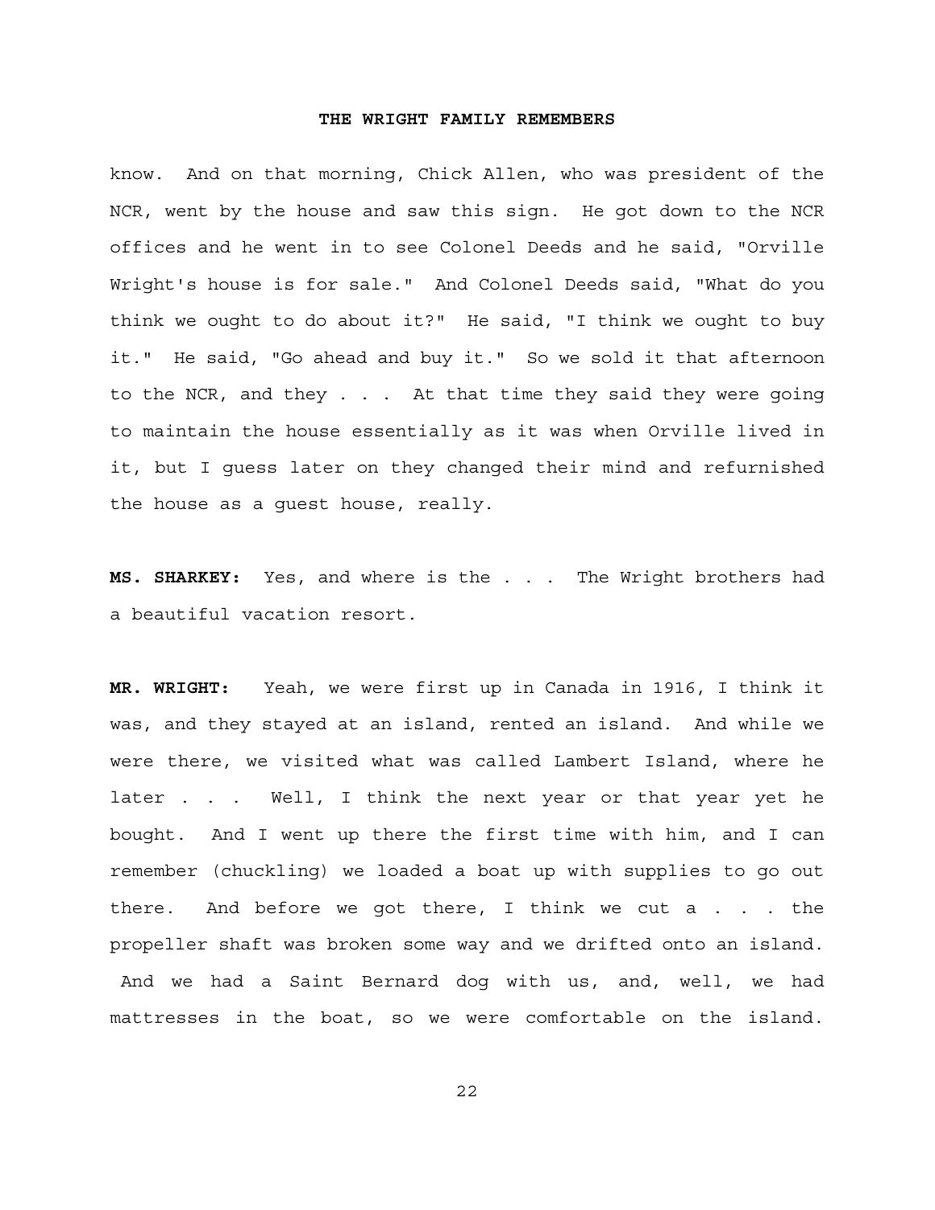know. And on that morning, Chick Allen, who was president of the NCR, went by the house and saw this sign. He got down to the NCR offices and he went in to see Colonel Deeds and he said, "Orville Wright's house is for sale." And Colonel Deeds said, "What do you think we ought to do about it?" He said, "I think we ought to buy it." He said, "Go ahead and buy it." So we sold it that afternoon to the NCR, and they . . . At that time they said they were going to maintain the house essentially as it was when Orville lived in it, but I guess later on they changed their mind and refurnished the house as a guest house, really.

**MS. SHARKEY:** Yes, and where is the . . . The Wright brothers had a beautiful vacation resort.

**MR. WRIGHT:** Yeah, we were first up in Canada in 1916, I think it was, and they stayed at an island, rented an island. And while we were there, we visited what was called Lambert Island, where he later . . . Well, I think the next year or that year yet he bought. And I went up there the first time with him, and I can remember (chuckling) we loaded a boat up with supplies to go out there. And before we got there, I think we cut a . . . the propeller shaft was broken some way and we drifted onto an island. And we had a Saint Bernard dog with us, and, well, we had mattresses in the boat, so we were comfortable on the island.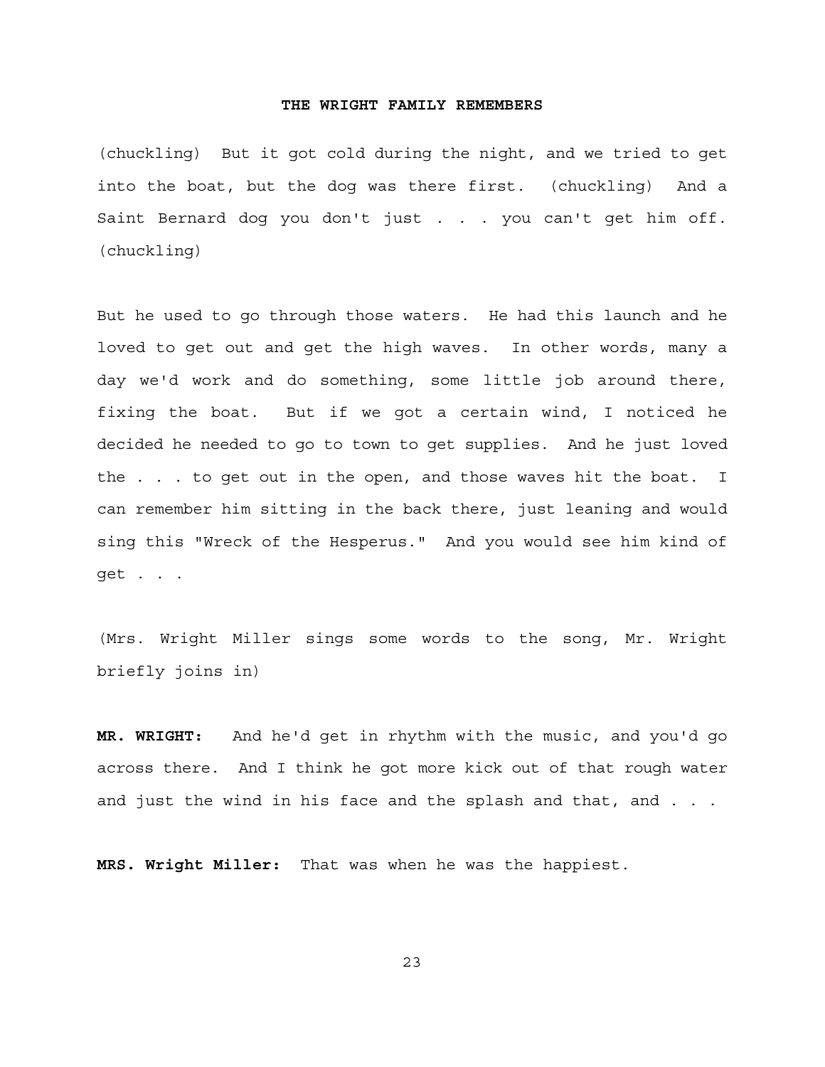(chuckling) But it got cold during the night, and we tried to get into the boat, but the dog was there first. (chuckling) And a Saint Bernard dog you don't just . . . you can't get him off. (chuckling)

But he used to go through those waters. He had this launch and he loved to get out and get the high waves. In other words, many a day we'd work and do something, some little job around there, fixing the boat. But if we got a certain wind, I noticed he decided he needed to go to town to get supplies. And he just loved the . . . to get out in the open, and those waves hit the boat. I can remember him sitting in the back there, just leaning and would sing this "Wreck of the Hesperus." And you would see him kind of get . . .

(Mrs. Wright Miller sings some words to the song, Mr. Wright briefly joins in)

**MR. WRIGHT:** And he'd get in rhythm with the music, and you'd go across there. And I think he got more kick out of that rough water and just the wind in his face and the splash and that, and . . .

**MRS. Wright Miller:** That was when he was the happiest.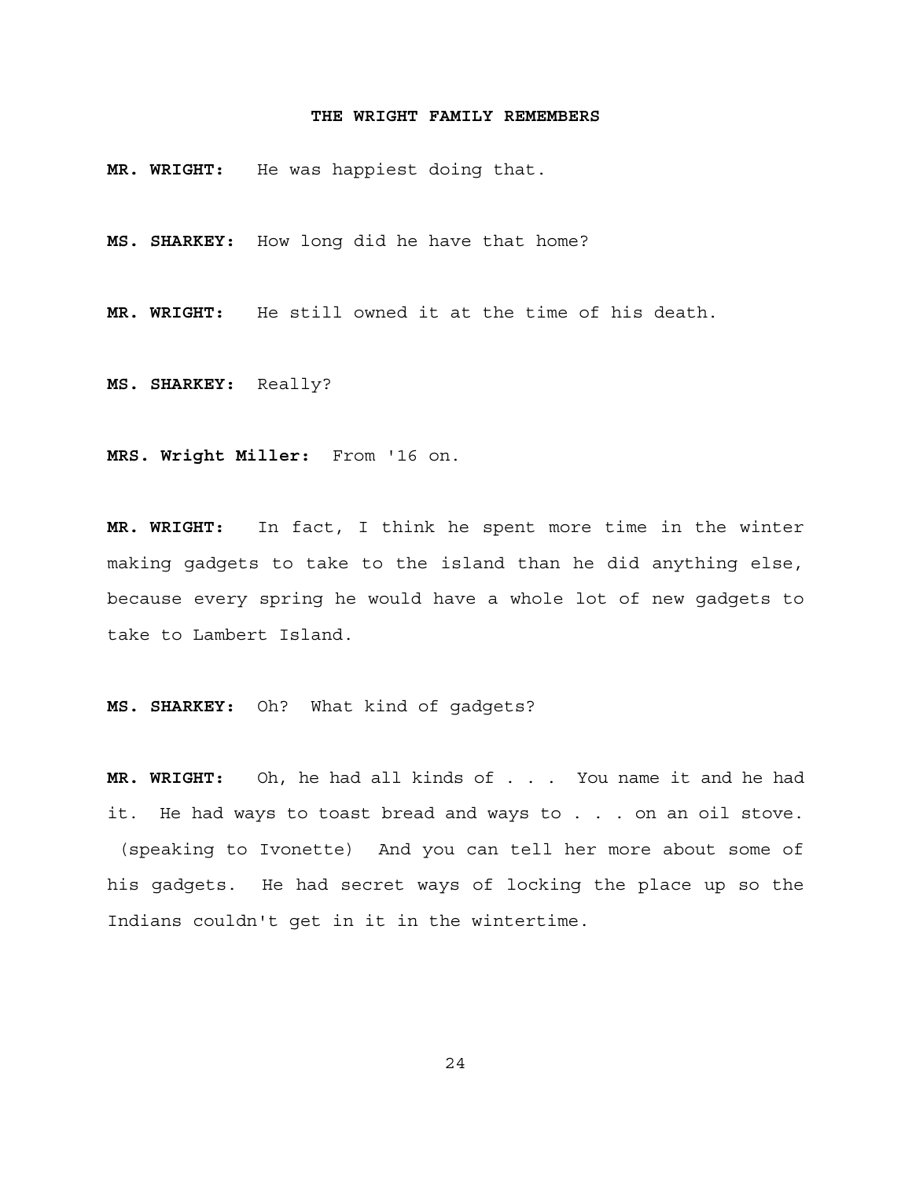**MR. WRIGHT:** He was happiest doing that.

**MS. SHARKEY:** How long did he have that home?

**MR. WRIGHT:** He still owned it at the time of his death.

**MS. SHARKEY:** Really?

**MRS. Wright Miller:** From '16 on.

**MR. WRIGHT:** In fact, I think he spent more time in the winter making gadgets to take to the island than he did anything else, because every spring he would have a whole lot of new gadgets to take to Lambert Island.

**MS. SHARKEY:** Oh? What kind of gadgets?

**MR. WRIGHT:** Oh, he had all kinds of . . . You name it and he had it. He had ways to toast bread and ways to . . . on an oil stove. (speaking to Ivonette) And you can tell her more about some of his gadgets. He had secret ways of locking the place up so the Indians couldn't get in it in the wintertime.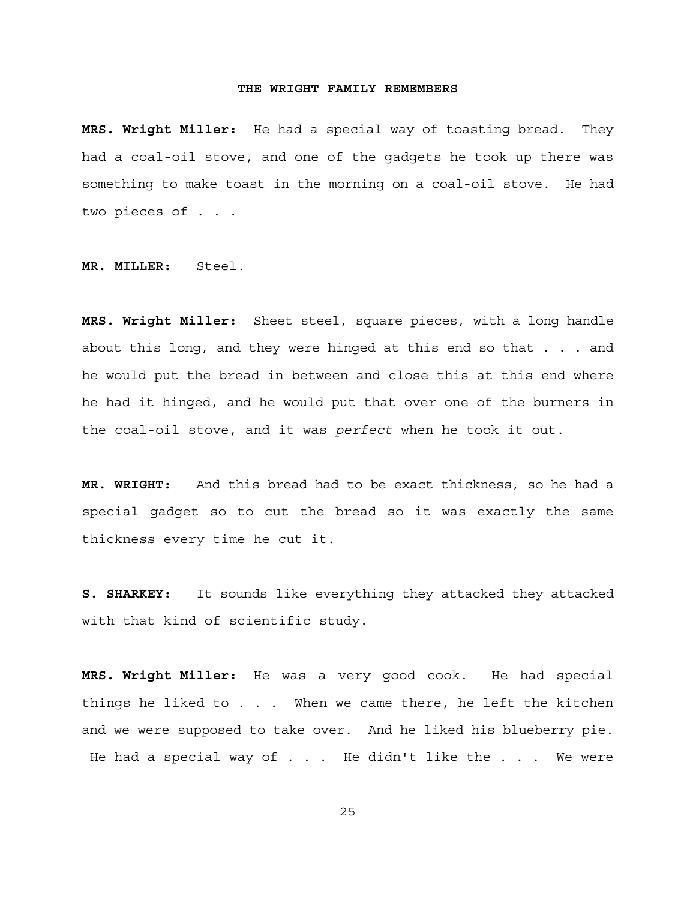**MRS. Wright Miller:** He had a special way of toasting bread. They had a coal-oil stove, and one of the gadgets he took up there was something to make toast in the morning on a coal-oil stove. He had two pieces of . . .

**MR. MILLER:** Steel.

**MRS. Wright Miller:** Sheet steel, square pieces, with a long handle about this long, and they were hinged at this end so that . . . and he would put the bread in between and close this at this end where he had it hinged, and he would put that over one of the burners in the coal-oil stove, and it was *perfect* when he took it out.

**MR. WRIGHT:** And this bread had to be exact thickness, so he had a special gadget so to cut the bread so it was exactly the same thickness every time he cut it.

**S. SHARKEY:** It sounds like everything they attacked they attacked with that kind of scientific study.

**MRS. Wright Miller:** He was a very good cook. He had special things he liked to . . . When we came there, he left the kitchen and we were supposed to take over. And he liked his blueberry pie. He had a special way of . . . He didn't like the . . . We were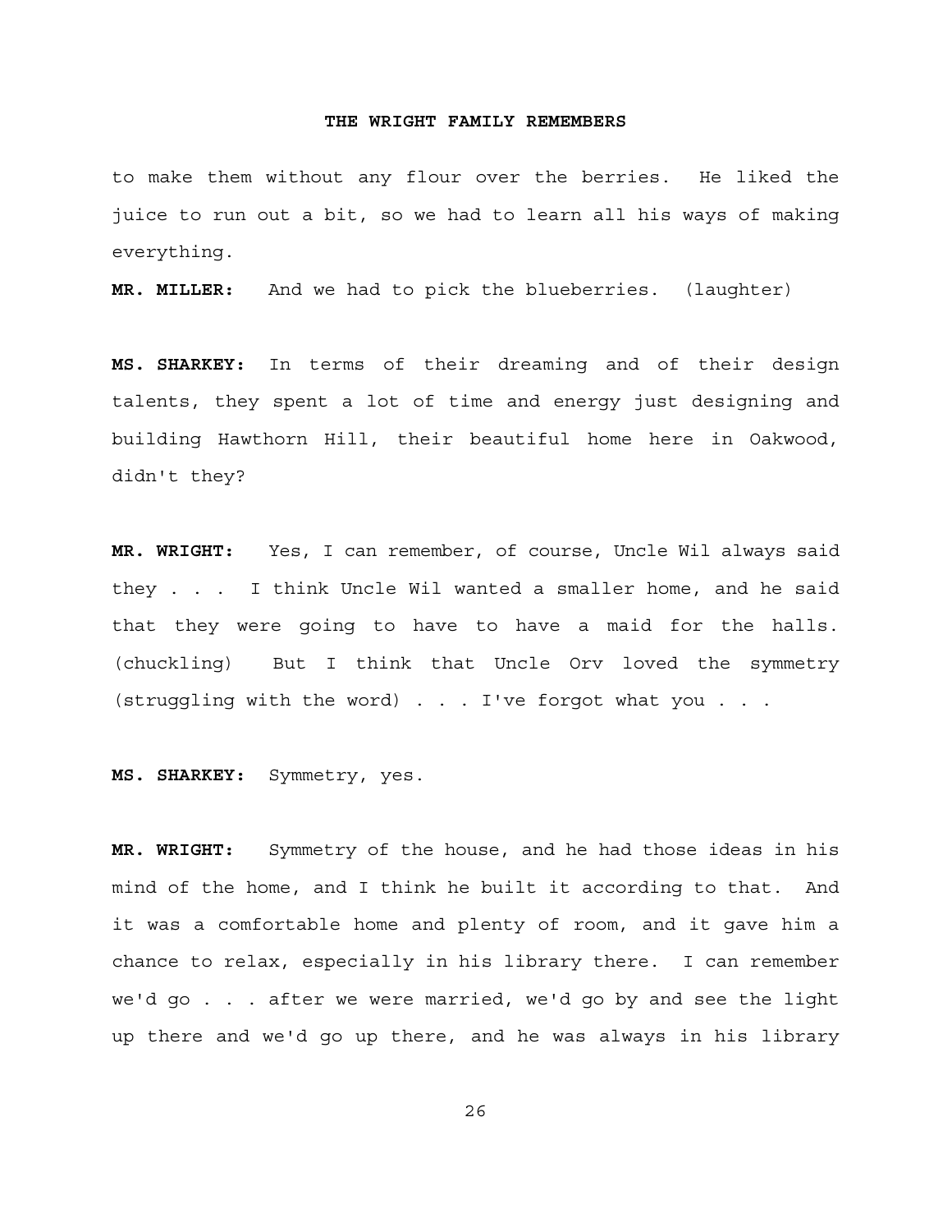to make them without any flour over the berries. He liked the juice to run out a bit, so we had to learn all his ways of making everything.

**MR. MILLER:** And we had to pick the blueberries. (laughter)

**MS. SHARKEY:** In terms of their dreaming and of their design talents, they spent a lot of time and energy just designing and building Hawthorn Hill, their beautiful home here in Oakwood, didn't they?

**MR. WRIGHT:** Yes, I can remember, of course, Uncle Wil always said they . . . I think Uncle Wil wanted a smaller home, and he said that they were going to have to have a maid for the halls. (chuckling) But I think that Uncle Orv loved the symmetry (struggling with the word) . . . I've forgot what you . . .

**MS. SHARKEY:** Symmetry, yes.

**MR. WRIGHT:** Symmetry of the house, and he had those ideas in his mind of the home, and I think he built it according to that. And it was a comfortable home and plenty of room, and it gave him a chance to relax, especially in his library there. I can remember we'd go . . . after we were married, we'd go by and see the light up there and we'd go up there, and he was always in his library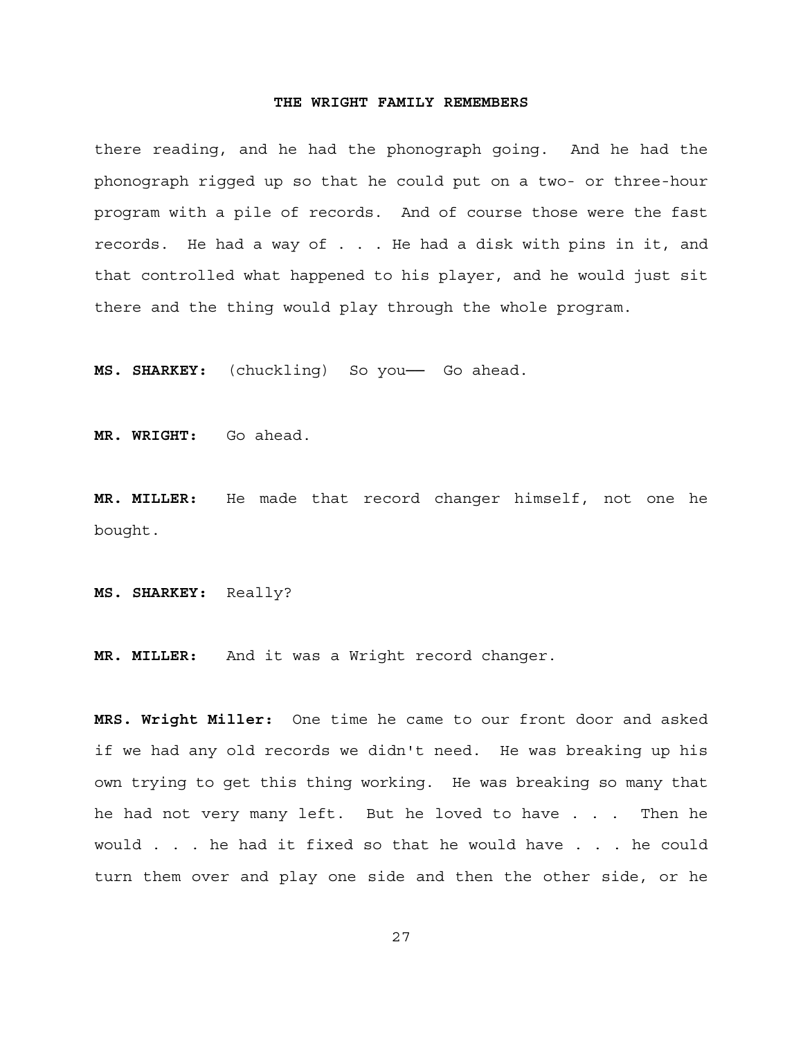there reading, and he had the phonograph going. And he had the phonograph rigged up so that he could put on a two- or three-hour program with a pile of records. And of course those were the fast records. He had a way of . . . He had a disk with pins in it, and that controlled what happened to his player, and he would just sit there and the thing would play through the whole program.

**MS. SHARKEY:** (chuckling) So you—— Go ahead.

**MR. WRIGHT:** Go ahead.

**MR. MILLER:** He made that record changer himself, not one he bought.

**MS. SHARKEY:** Really?

**MR. MILLER:** And it was a Wright record changer.

**MRS. Wright Miller:** One time he came to our front door and asked if we had any old records we didn't need. He was breaking up his own trying to get this thing working. He was breaking so many that he had not very many left. But he loved to have . . . Then he would . . . he had it fixed so that he would have . . . he could turn them over and play one side and then the other side, or he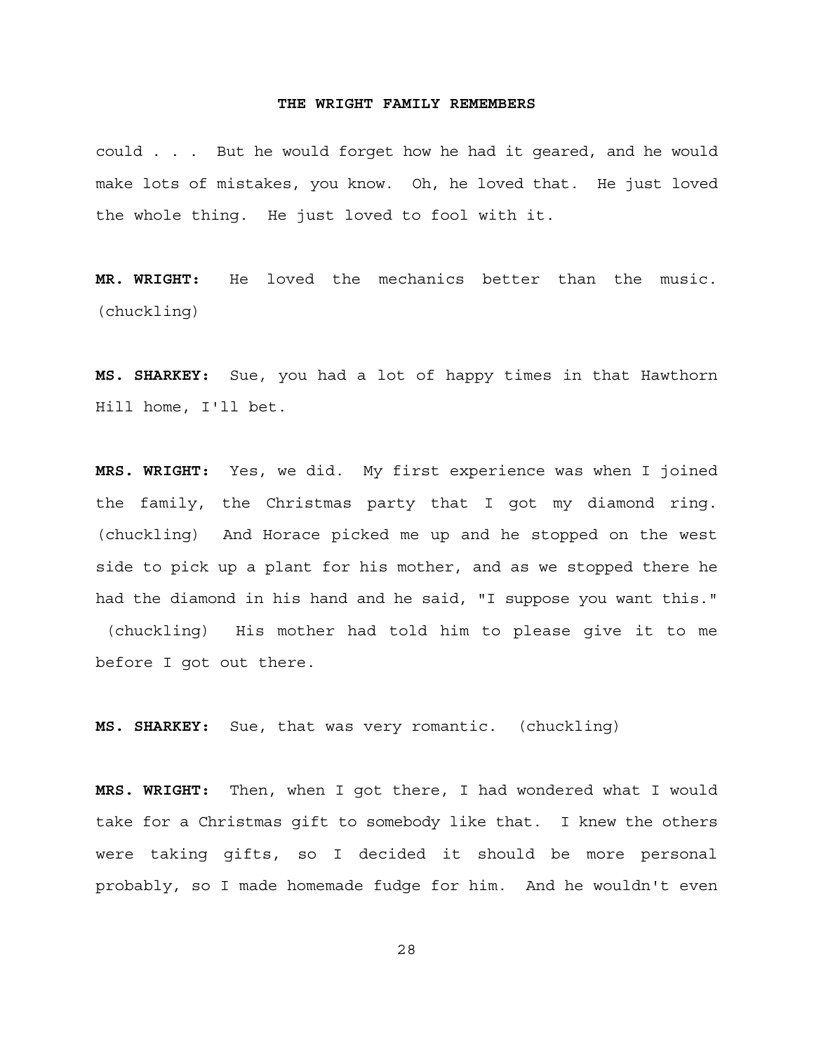could . . . But he would forget how he had it geared, and he would make lots of mistakes, you know. Oh, he loved that. He just loved the whole thing. He just loved to fool with it.

**MR. WRIGHT:** He loved the mechanics better than the music. (chuckling)

**MS. SHARKEY:** Sue, you had a lot of happy times in that Hawthorn Hill home, I'll bet.

**MRS. WRIGHT:** Yes, we did. My first experience was when I joined the family, the Christmas party that I got my diamond ring. (chuckling) And Horace picked me up and he stopped on the west side to pick up a plant for his mother, and as we stopped there he had the diamond in his hand and he said, "I suppose you want this." (chuckling) His mother had told him to please give it to me before I got out there.

**MS. SHARKEY:** Sue, that was very romantic. (chuckling)

**MRS. WRIGHT:** Then, when I got there, I had wondered what I would take for a Christmas gift to somebody like that. I knew the others were taking gifts, so I decided it should be more personal probably, so I made homemade fudge for him. And he wouldn't even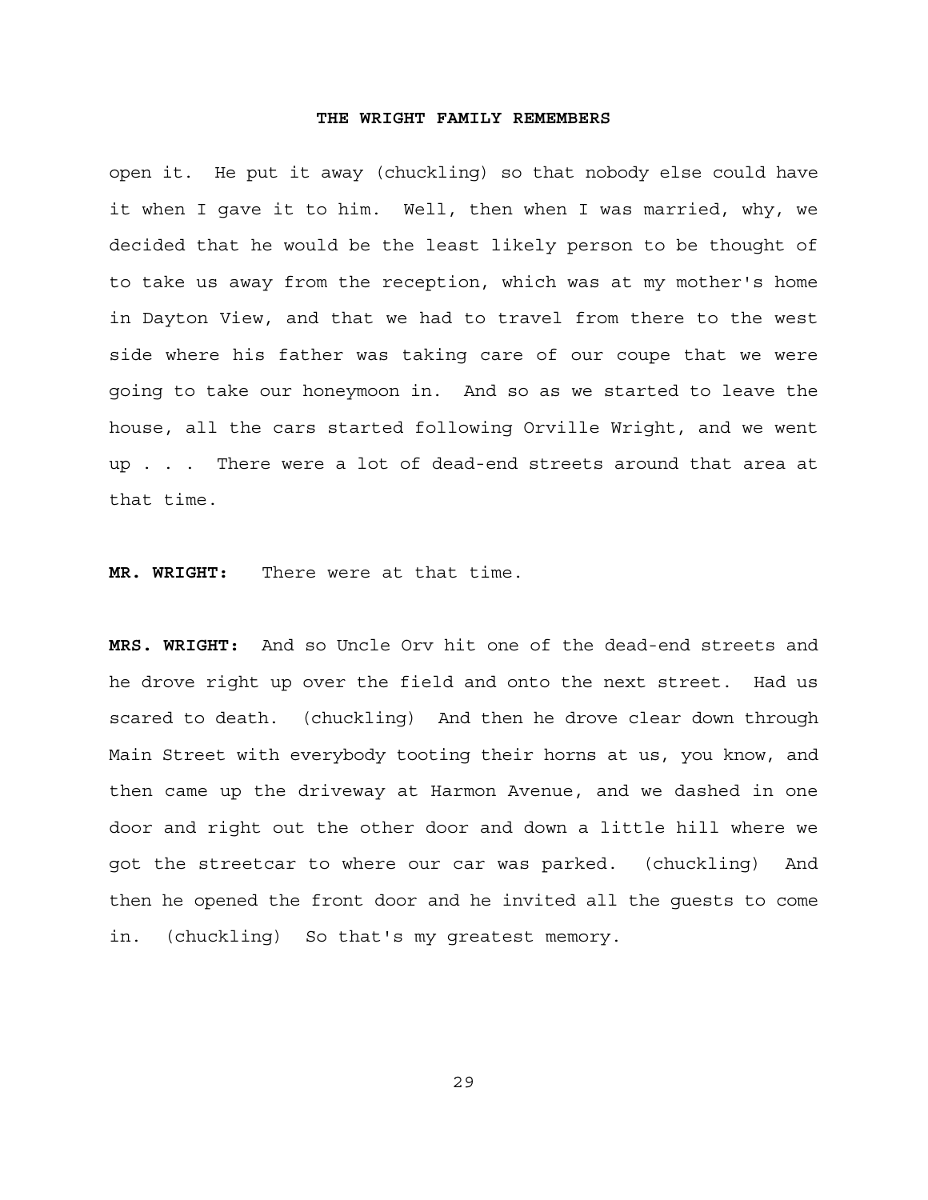open it.  He put it away (chuckling) so that nobody else could have it when I gave it to him.  Well, then when I was married, why, we decided that he would be the least likely person to be thought of to take us away from the reception, which was at my mother's home in Dayton View, and that we had to travel from there to the west side where his father was taking care of our coupe that we were going to take our honeymoon in.  And so as we started to leave the house, all the cars started following Orville Wright, and we went up . . .  There were a lot of dead-end streets around that area at that time.

**MR. WRIGHT:** There were at that time.

**MRS. WRIGHT:** And so Uncle Orv hit one of the dead-end streets and he drove right up over the field and onto the next street.  Had us scared to death.  (chuckling)  And then he drove clear down through Main Street with everybody tooting their horns at us, you know, and then came up the driveway at Harmon Avenue, and we dashed in one door and right out the other door and down a little hill where we got the streetcar to where our car was parked.  (chuckling)  And then he opened the front door and he invited all the guests to come in.  (chuckling)  So that's my greatest memory.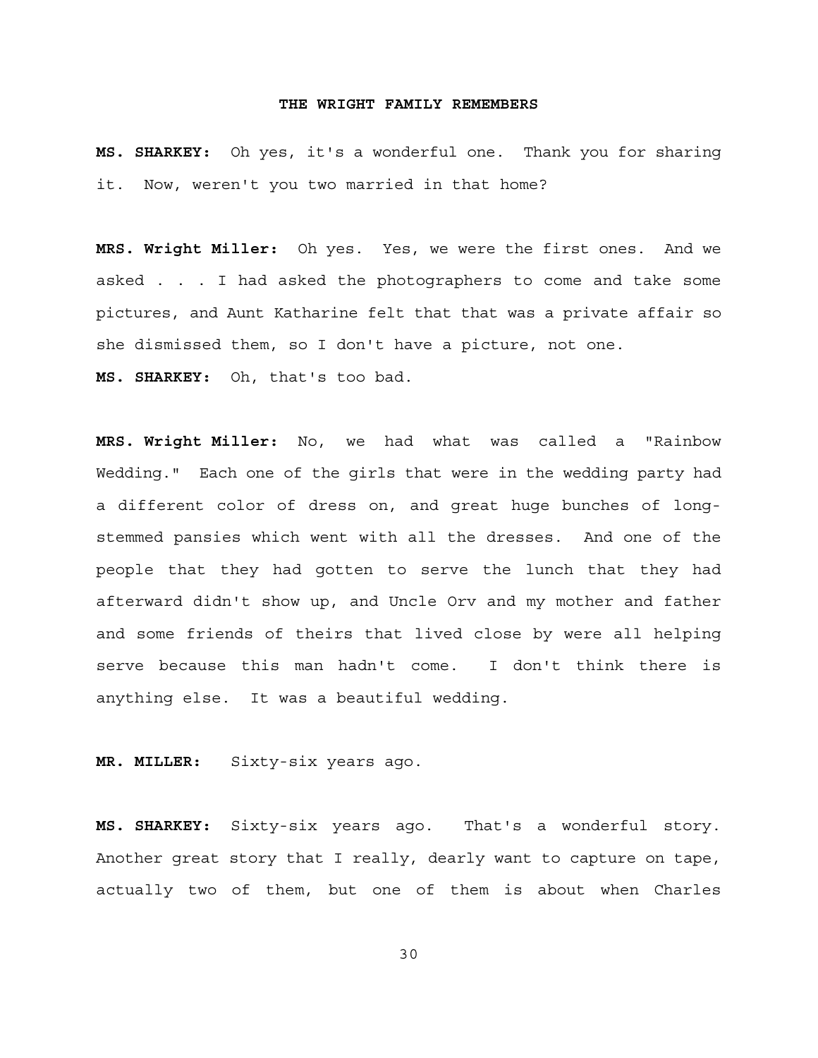**MS. SHARKEY:** Oh yes, it's a wonderful one. Thank you for sharing it. Now, weren't you two married in that home?

**MRS. Wright Miller:** Oh yes. Yes, we were the first ones. And we asked . . . I had asked the photographers to come and take some pictures, and Aunt Katharine felt that that was a private affair so she dismissed them, so I don't have a picture, not one.

**MS. SHARKEY:** Oh, that's too bad.

**MRS. Wright Miller:** No, we had what was called a "Rainbow Wedding." Each one of the girls that were in the wedding party had a different color of dress on, and great huge bunches of long-stemmed pansies which went with all the dresses. And one of the people that they had gotten to serve the lunch that they had afterward didn't show up, and Uncle Orv and my mother and father and some friends of theirs that lived close by were all helping serve because this man hadn't come. I don't think there is anything else. It was a beautiful wedding.

**MR. MILLER:** Sixty-six years ago.

**MS. SHARKEY:** Sixty-six years ago. That's a wonderful story. Another great story that I really, dearly want to capture on tape, actually two of them, but one of them is about when Charles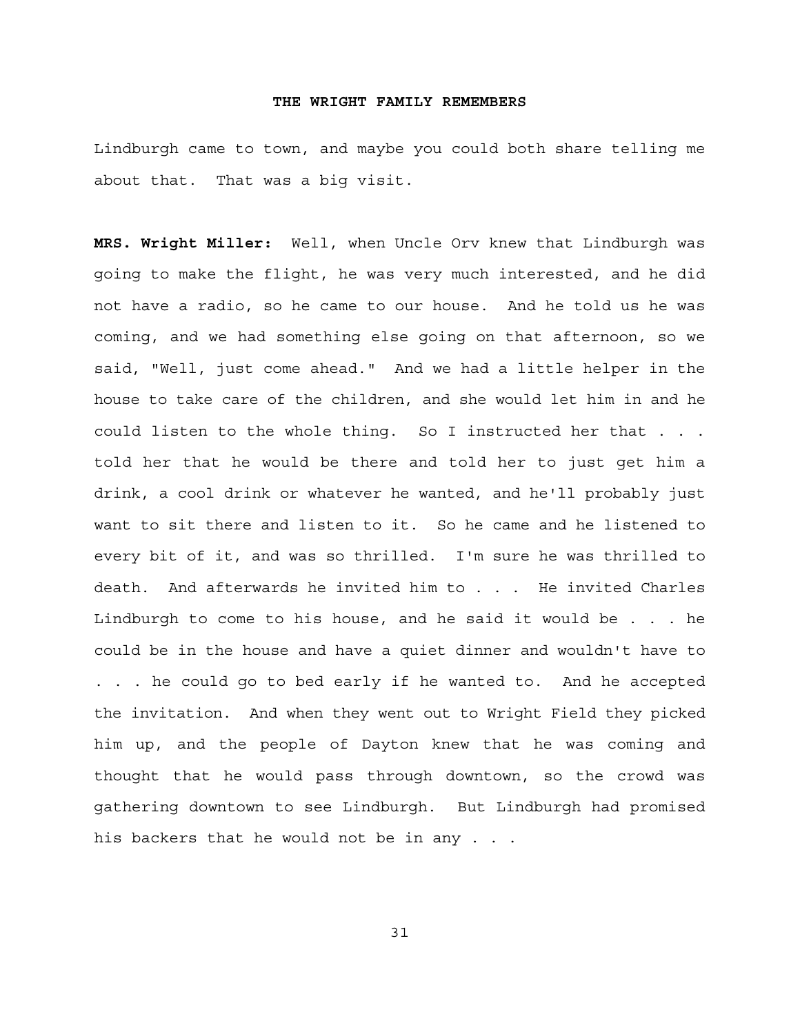Lindburgh came to town, and maybe you could both share telling me about that. That was a big visit.

**MRS. Wright Miller:** Well, when Uncle Orv knew that Lindburgh was going to make the flight, he was very much interested, and he did not have a radio, so he came to our house. And he told us he was coming, and we had something else going on that afternoon, so we said, "Well, just come ahead." And we had a little helper in the house to take care of the children, and she would let him in and he could listen to the whole thing. So I instructed her that . . . told her that he would be there and told her to just get him a drink, a cool drink or whatever he wanted, and he'll probably just want to sit there and listen to it. So he came and he listened to every bit of it, and was so thrilled. I'm sure he was thrilled to death. And afterwards he invited him to . . . He invited Charles Lindburgh to come to his house, and he said it would be . . . he could be in the house and have a quiet dinner and wouldn't have to . . . he could go to bed early if he wanted to. And he accepted the invitation. And when they went out to Wright Field they picked him up, and the people of Dayton knew that he was coming and thought that he would pass through downtown, so the crowd was gathering downtown to see Lindburgh. But Lindburgh had promised his backers that he would not be in any . . .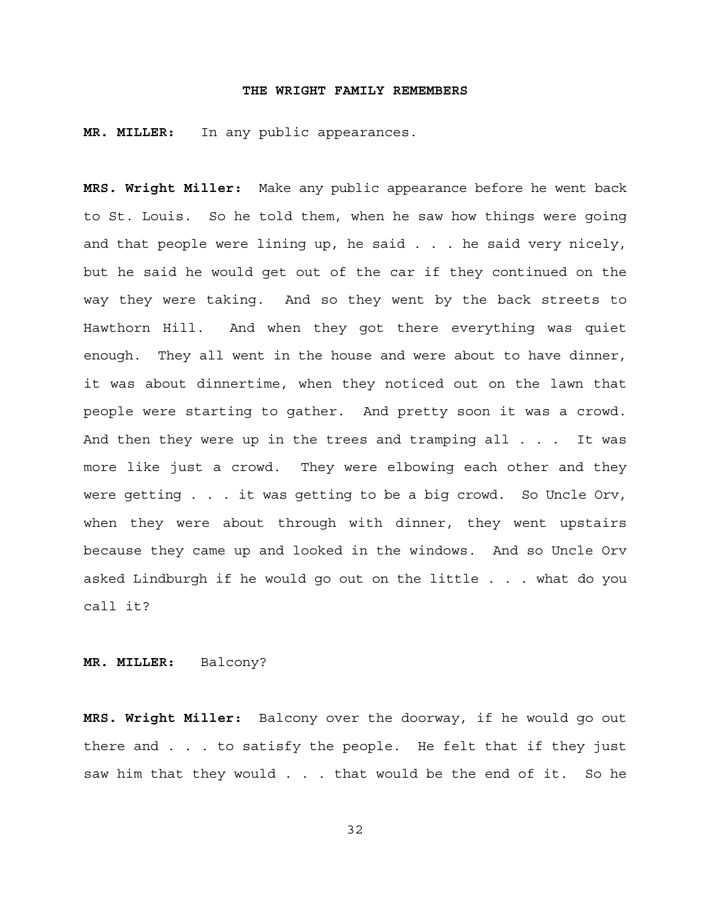**MR. MILLER:** In any public appearances.

**MRS. Wright Miller:** Make any public appearance before he went back to St. Louis. So he told them, when he saw how things were going and that people were lining up, he said . . . he said very nicely, but he said he would get out of the car if they continued on the way they were taking. And so they went by the back streets to Hawthorn Hill. And when they got there everything was quiet enough. They all went in the house and were about to have dinner, it was about dinnertime, when they noticed out on the lawn that people were starting to gather. And pretty soon it was a crowd. And then they were up in the trees and tramping all . . . It was more like just a crowd. They were elbowing each other and they were getting . . . it was getting to be a big crowd. So Uncle Orv, when they were about through with dinner, they went upstairs because they came up and looked in the windows. And so Uncle Orv asked Lindburgh if he would go out on the little . . . what do you call it?

**MR. MILLER:** Balcony?

**MRS. Wright Miller:** Balcony over the doorway, if he would go out there and . . . to satisfy the people. He felt that if they just saw him that they would . . . that would be the end of it. So he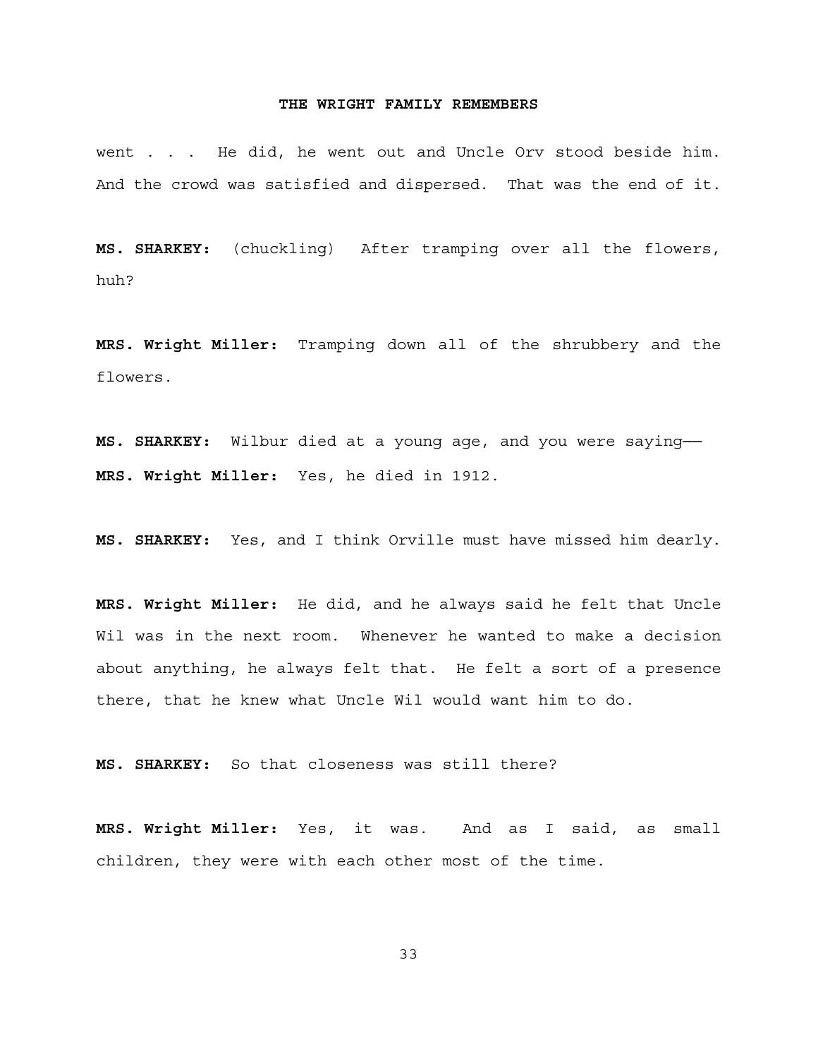went . . .  He did, he went out and Uncle Orv stood beside him. And the crowd was satisfied and dispersed.  That was the end of it.

**MS. SHARKEY:** (chuckling) After tramping over all the flowers, huh?

**MRS. Wright Miller:** Tramping down all of the shrubbery and the flowers.

**MS. SHARKEY:** Wilbur died at a young age, and you were saying——

**MRS. Wright Miller:** Yes, he died in 1912.

**MS. SHARKEY:** Yes, and I think Orville must have missed him dearly.

**MRS. Wright Miller:** He did, and he always said he felt that Uncle Wil was in the next room.  Whenever he wanted to make a decision about anything, he always felt that.  He felt a sort of a presence there, that he knew what Uncle Wil would want him to do.

**MS. SHARKEY:** So that closeness was still there?

**MRS. Wright Miller:** Yes, it was.  And as I said, as small children, they were with each other most of the time.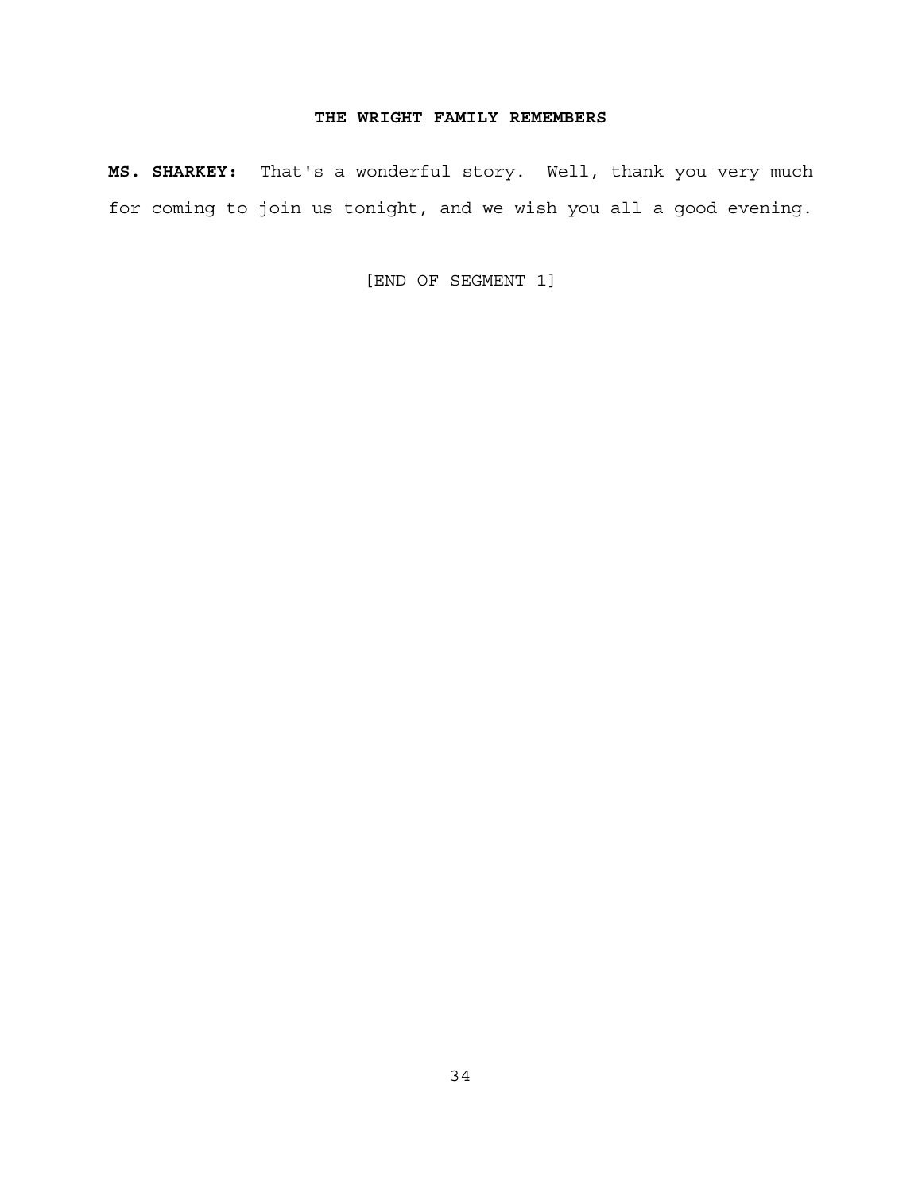**MS. SHARKEY:** That's a wonderful story. Well, thank you very much for coming to join us tonight, and we wish you all a good evening.

[END OF SEGMENT 1]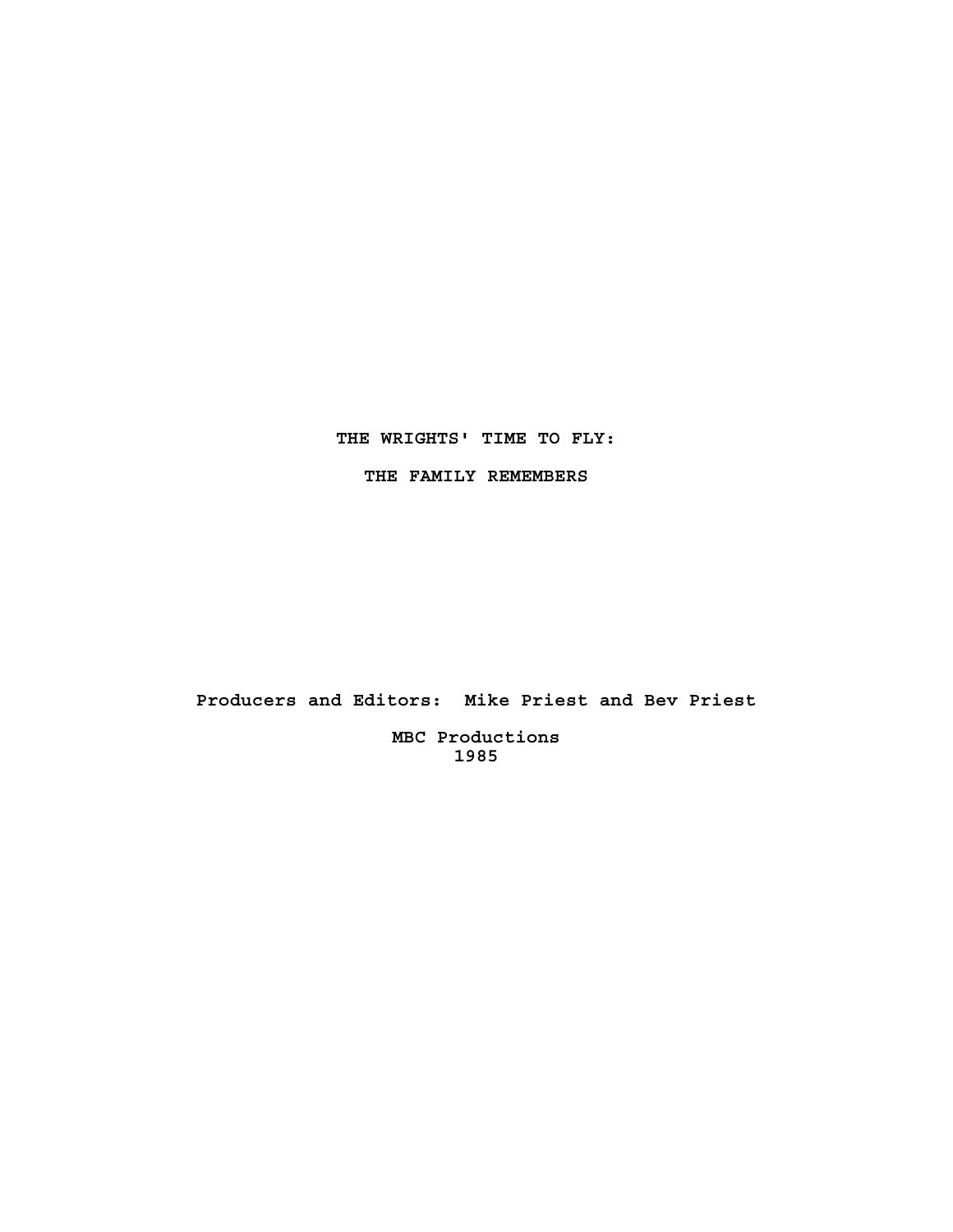# THE WRIGHTS' TIME TO FLY:

# THE FAMILY REMEMBERS

**Producers and Editors: Mike Priest and Bev Priest**

**MBC Productions**
**1985**